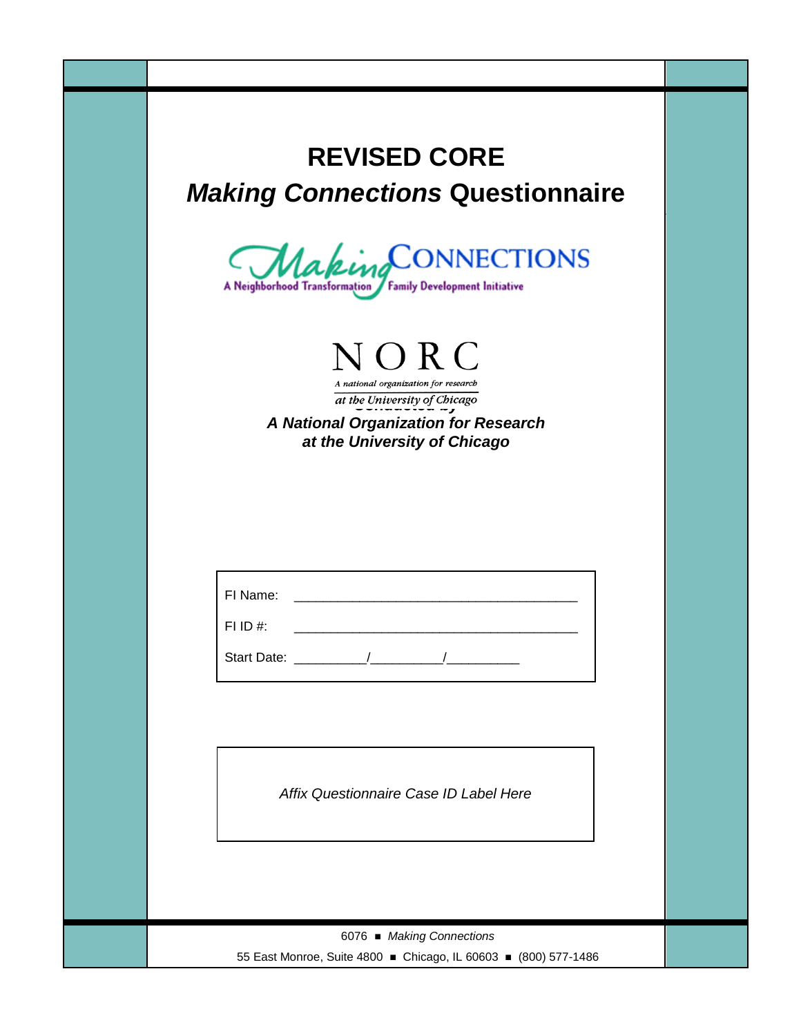# REVISED CORE

## *Making Connections* Questionnaire

Making CONNECTIONS
A Neighborhood Transformation Family Development Initiative

NORC
*A national organization for research at the University of Chicago*

***A National Organization for Research at the University of Chicago***

FI Name: ______________________________________

FI ID #: ______________________________________

Start Date: _________/_________/_________

*Affix Questionnaire Case ID Label Here*

6076 ■ *Making Connections*

55 East Monroe, Suite 4800 ■ Chicago, IL 60603 ■ (800) 577-1486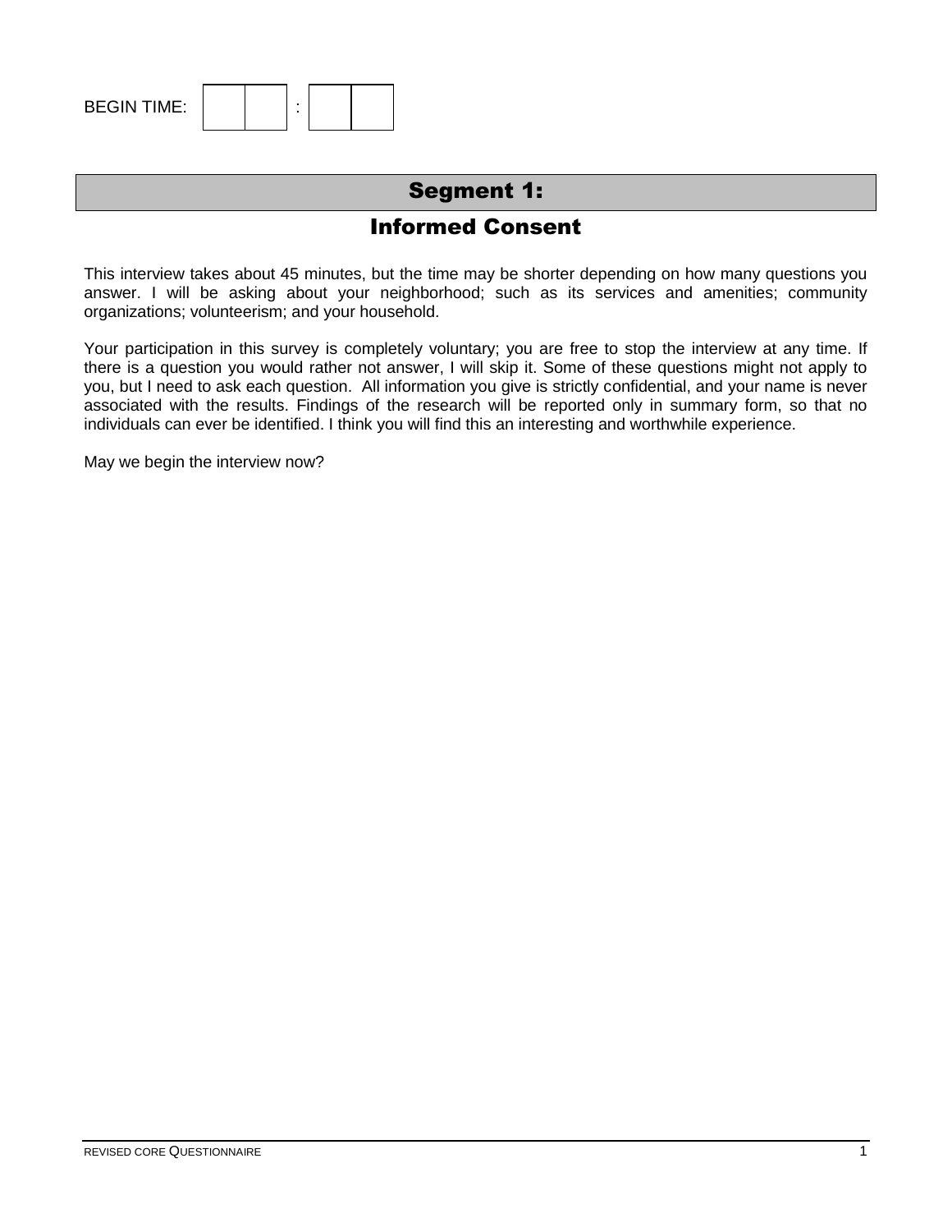BEGIN TIME: | | | : | | |

# Segment 1:

## Informed Consent

This interview takes about 45 minutes, but the time may be shorter depending on how many questions you answer. I will be asking about your neighborhood; such as its services and amenities; community organizations; volunteerism; and your household.

Your participation in this survey is completely voluntary; you are free to stop the interview at any time. If there is a question you would rather not answer, I will skip it. Some of these questions might not apply to you, but I need to ask each question. All information you give is strictly confidential, and your name is never associated with the results. Findings of the research will be reported only in summary form, so that no individuals can ever be identified. I think you will find this an interesting and worthwhile experience.

May we begin the interview now?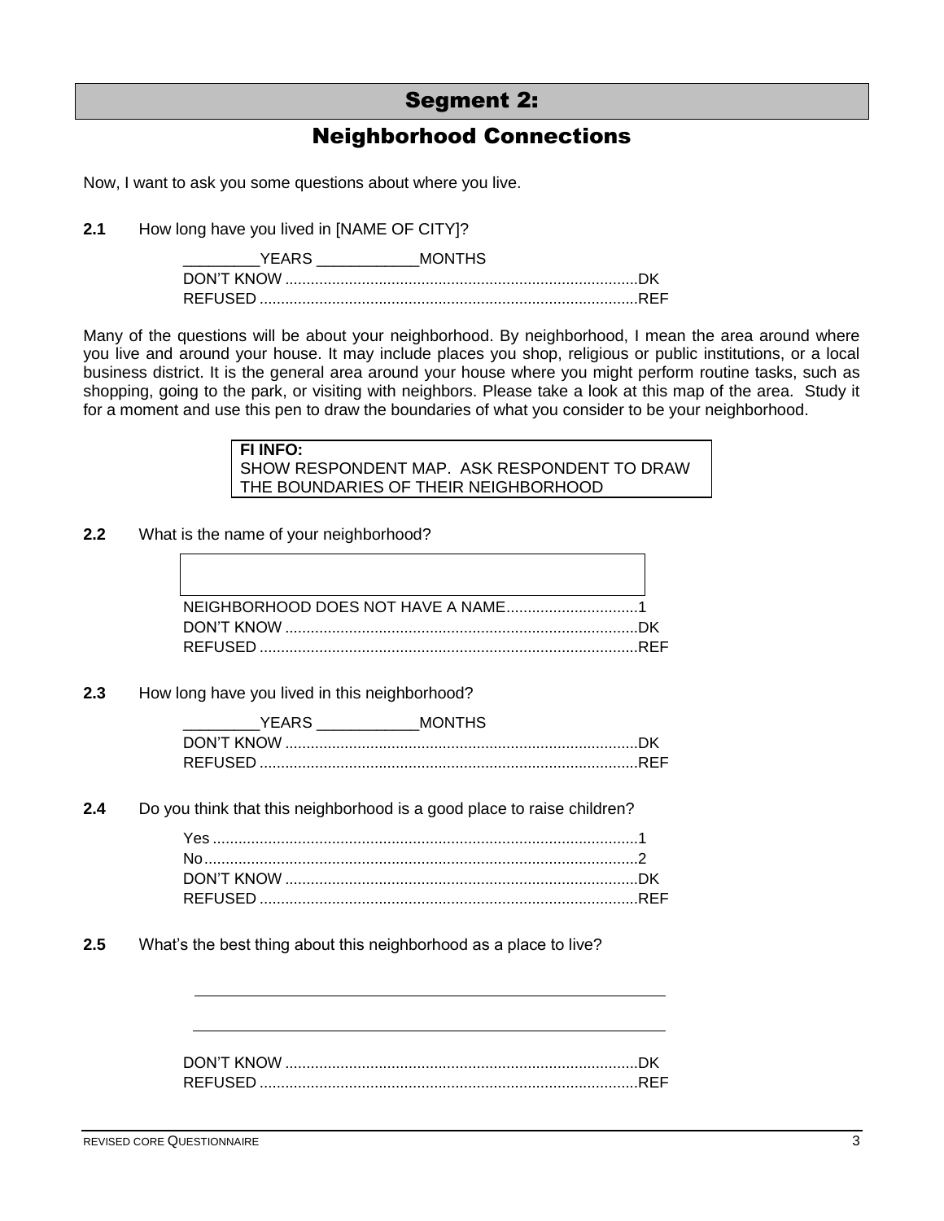# Segment 2:

## Neighborhood Connections

Now, I want to ask you some questions about where you live.

**2.1** How long have you lived in [NAME OF CITY]?

_________YEARS ____________MONTHS
DON'T KNOW ........................................................................................DK
REFUSED ..............................................................................................REF

Many of the questions will be about your neighborhood. By neighborhood, I mean the area around where you live and around your house. It may include places you shop, religious or public institutions, or a local business district. It is the general area around your house where you might perform routine tasks, such as shopping, going to the park, or visiting with neighbors. Please take a look at this map of the area. Study it for a moment and use this pen to draw the boundaries of what you consider to be your neighborhood.

| **FI INFO:** SHOW RESPONDENT MAP. ASK RESPONDENT TO DRAW THE BOUNDARIES OF THEIR NEIGHBORHOOD |
|---|

**2.2** What is the name of your neighborhood?

| |
|---|

NEIGHBORHOOD DOES NOT HAVE A NAME...............................1
DON'T KNOW ........................................................................................DK
REFUSED ..............................................................................................REF

**2.3** How long have you lived in this neighborhood?

_________YEARS ____________MONTHS
DON'T KNOW ........................................................................................DK
REFUSED ..............................................................................................REF

**2.4** Do you think that this neighborhood is a good place to raise children?

Yes .........................................................................................................1
No...........................................................................................................2
DON'T KNOW ........................................................................................DK
REFUSED ..............................................................................................REF

**2.5** What's the best thing about this neighborhood as a place to live?

______________________________________________________

______________________________________________________

DON'T KNOW ........................................................................................DK
REFUSED ..............................................................................................REF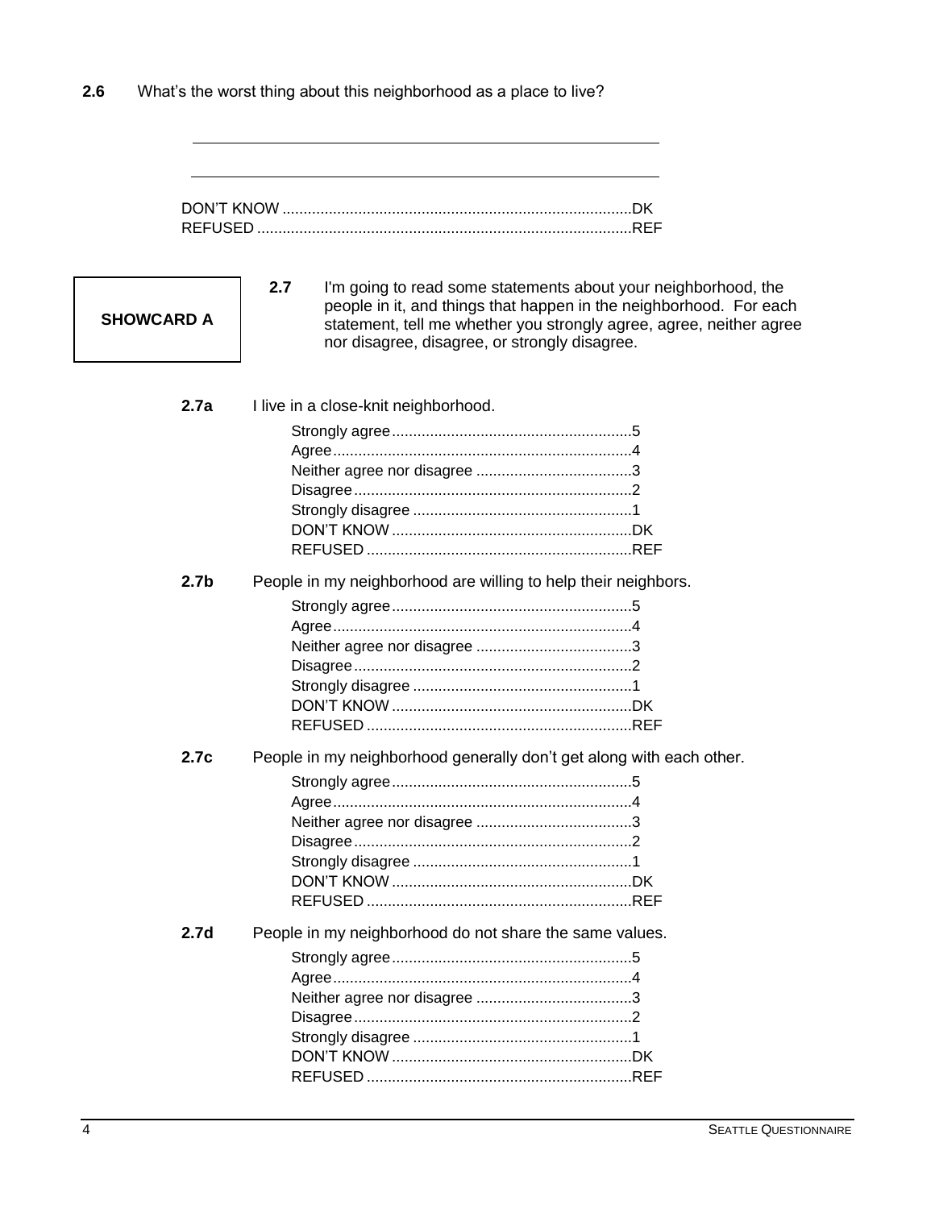**2.6** What's the worst thing about this neighborhood as a place to live?

\_\_\_\_\_\_\_\_\_\_\_\_\_\_\_\_\_\_\_\_\_\_\_\_\_\_\_\_\_\_\_\_\_\_\_\_\_\_\_\_\_\_\_\_\_\_\_\_

\_\_\_\_\_\_\_\_\_\_\_\_\_\_\_\_\_\_\_\_\_\_\_\_\_\_\_\_\_\_\_\_\_\_\_\_\_\_\_\_\_\_\_\_\_\_\_\_

DON'T KNOW ........................................................................DK
REFUSED ..............................................................................REF

**SHOWCARD A**

**2.7** I'm going to read some statements about your neighborhood, the people in it, and things that happen in the neighborhood. For each statement, tell me whether you strongly agree, agree, neither agree nor disagree, disagree, or strongly disagree.

**2.7a** I live in a close-knit neighborhood.

Strongly agree.........................................................5
Agree......................................................................4
Neither agree nor disagree .....................................3
Disagree..................................................................2
Strongly disagree ....................................................1
DON'T KNOW .........................................................DK
REFUSED ...............................................................REF

**2.7b** People in my neighborhood are willing to help their neighbors.

Strongly agree.........................................................5
Agree......................................................................4
Neither agree nor disagree .....................................3
Disagree..................................................................2
Strongly disagree ....................................................1
DON'T KNOW .........................................................DK
REFUSED ...............................................................REF

**2.7c** People in my neighborhood generally don't get along with each other.

Strongly agree.........................................................5
Agree......................................................................4
Neither agree nor disagree .....................................3
Disagree..................................................................2
Strongly disagree ....................................................1
DON'T KNOW .........................................................DK
REFUSED ...............................................................REF

**2.7d** People in my neighborhood do not share the same values.

Strongly agree.........................................................5
Agree......................................................................4
Neither agree nor disagree .....................................3
Disagree..................................................................2
Strongly disagree ....................................................1
DON'T KNOW .........................................................DK
REFUSED ...............................................................REF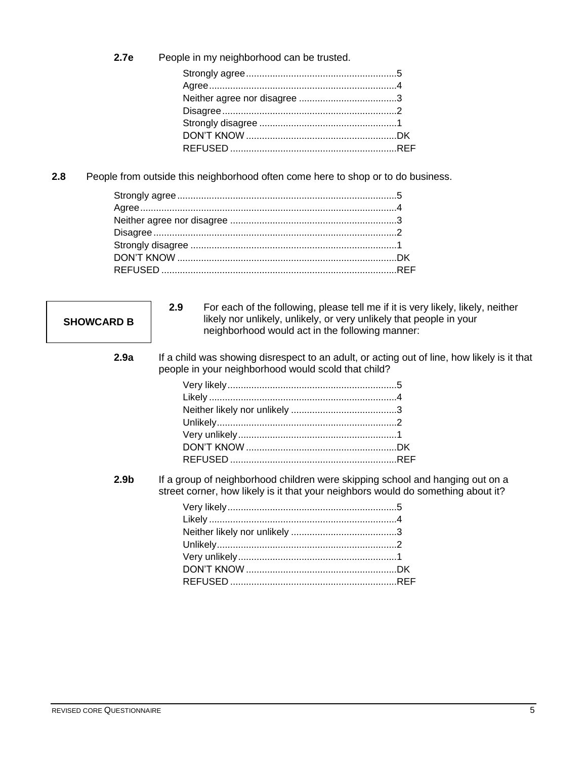**2.7e** People in my neighborhood can be trusted.

Strongly agree.........................................................5
Agree......................................................................4
Neither agree nor disagree .....................................3
Disagree..................................................................2
Strongly disagree ....................................................1
DON'T KNOW .........................................................DK
REFUSED ...............................................................REF

**2.8** People from outside this neighborhood often come here to shop or to do business.

Strongly agree...................................................................................5
Agree.................................................................................................4
Neither agree nor disagree ...............................................................3
Disagree............................................................................................2
Strongly disagree ..............................................................................1
DON'T KNOW ...................................................................................DK
REFUSED .........................................................................................REF

**SHOWCARD B**

**2.9** For each of the following, please tell me if it is very likely, likely, neither likely nor unlikely, unlikely, or very unlikely that people in your neighborhood would act in the following manner:

**2.9a** If a child was showing disrespect to an adult, or acting out of line, how likely is it that people in your neighborhood would scold that child?

Very likely................................................................5
Likely .......................................................................4
Neither likely nor unlikely ........................................3
Unlikely....................................................................2
Very unlikely............................................................1
DON'T KNOW .........................................................DK
REFUSED ...............................................................REF

**2.9b** If a group of neighborhood children were skipping school and hanging out on a street corner, how likely is it that your neighbors would do something about it?

Very likely................................................................5
Likely .......................................................................4
Neither likely nor unlikely ........................................3
Unlikely....................................................................2
Very unlikely............................................................1
DON'T KNOW .........................................................DK
REFUSED ...............................................................REF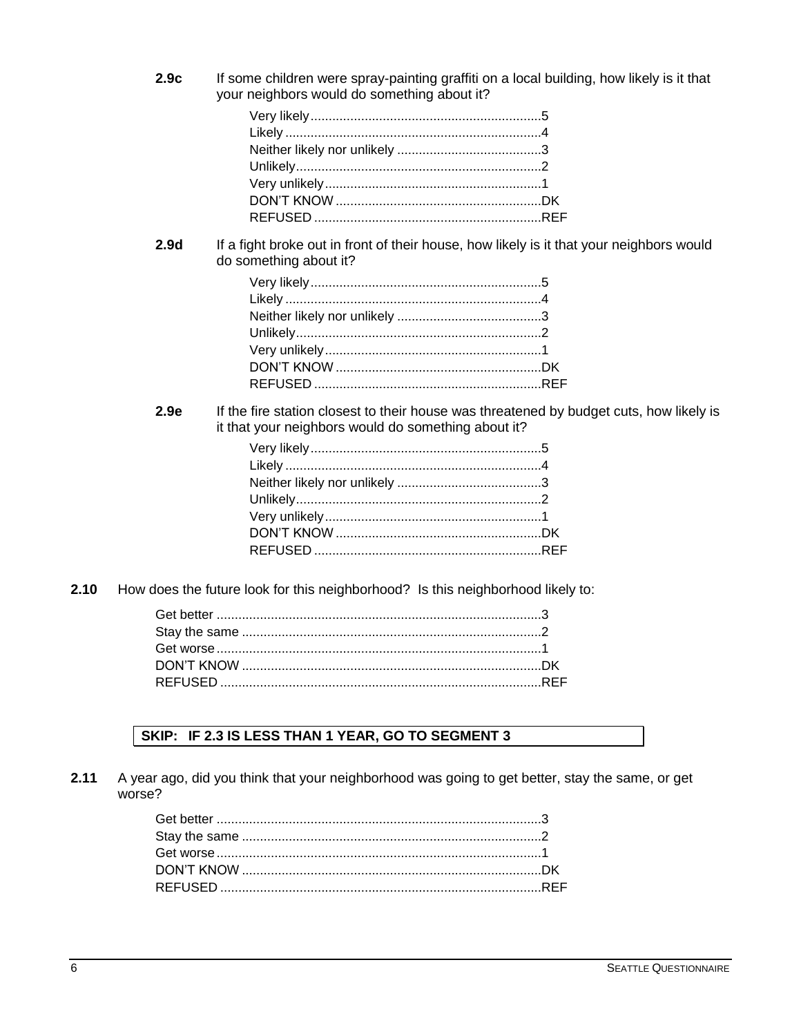**2.9c** If some children were spray-painting graffiti on a local building, how likely is it that your neighbors would do something about it?

| | |
|---|---|
| Very likely | 5 |
| Likely | 4 |
| Neither likely nor unlikely | 3 |
| Unlikely | 2 |
| Very unlikely | 1 |
| DON'T KNOW | DK |
| REFUSED | REF |

**2.9d** If a fight broke out in front of their house, how likely is it that your neighbors would do something about it?

| | |
|---|---|
| Very likely | 5 |
| Likely | 4 |
| Neither likely nor unlikely | 3 |
| Unlikely | 2 |
| Very unlikely | 1 |
| DON'T KNOW | DK |
| REFUSED | REF |

**2.9e** If the fire station closest to their house was threatened by budget cuts, how likely is it that your neighbors would do something about it?

| | |
|---|---|
| Very likely | 5 |
| Likely | 4 |
| Neither likely nor unlikely | 3 |
| Unlikely | 2 |
| Very unlikely | 1 |
| DON'T KNOW | DK |
| REFUSED | REF |

**2.10** How does the future look for this neighborhood? Is this neighborhood likely to:

| | |
|---|---|
| Get better | 3 |
| Stay the same | 2 |
| Get worse | 1 |
| DON'T KNOW | DK |
| REFUSED | REF |

**SKIP: IF 2.3 IS LESS THAN 1 YEAR, GO TO SEGMENT 3**

**2.11** A year ago, did you think that your neighborhood was going to get better, stay the same, or get worse?

| | |
|---|---|
| Get better | 3 |
| Stay the same | 2 |
| Get worse | 1 |
| DON'T KNOW | DK |
| REFUSED | REF |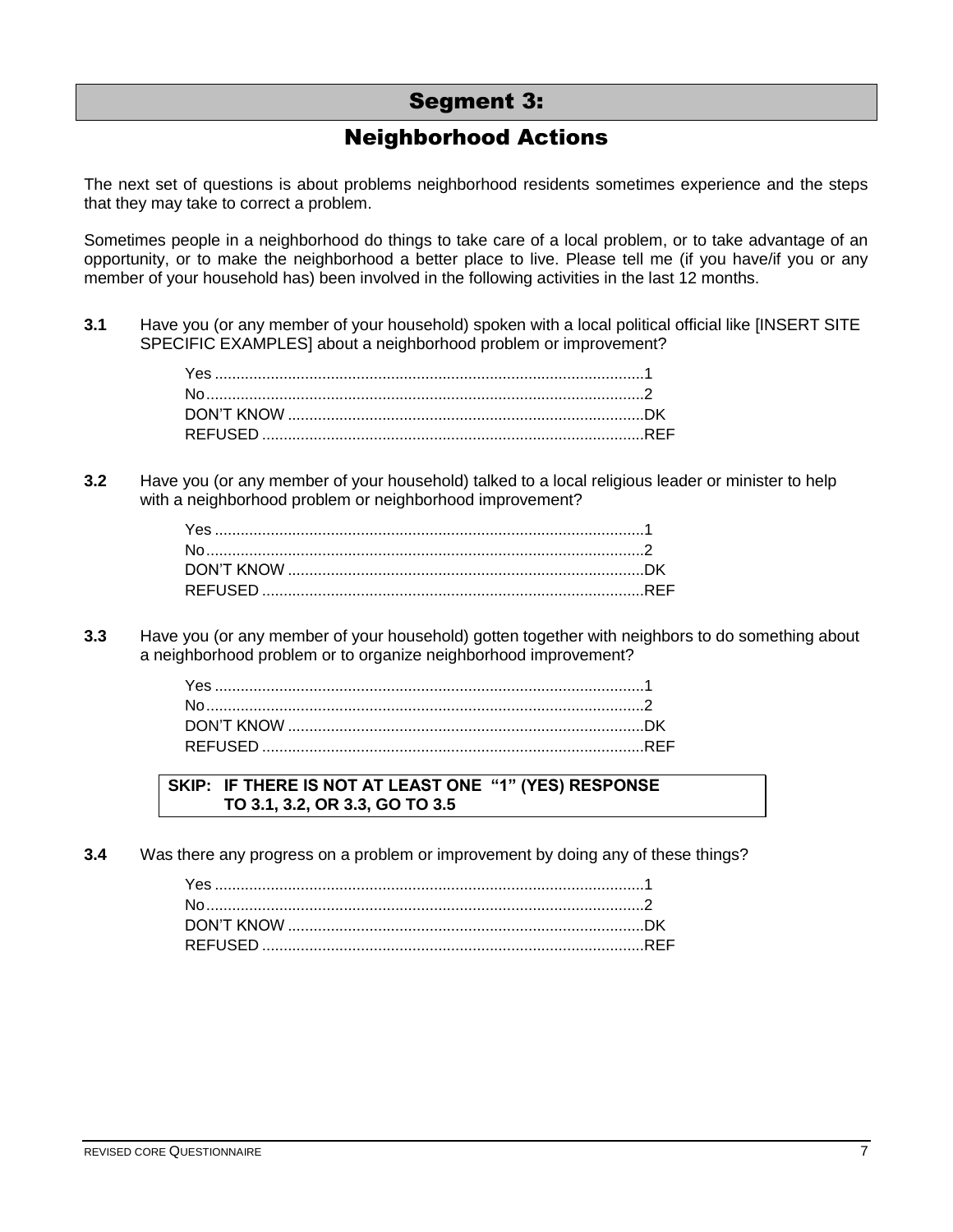# Segment 3:

## Neighborhood Actions

The next set of questions is about problems neighborhood residents sometimes experience and the steps that they may take to correct a problem.

Sometimes people in a neighborhood do things to take care of a local problem, or to take advantage of an opportunity, or to make the neighborhood a better place to live. Please tell me (if you have/if you or any member of your household has) been involved in the following activities in the last 12 months.

**3.1** Have you (or any member of your household) spoken with a local political official like [INSERT SITE SPECIFIC EXAMPLES] about a neighborhood problem or improvement?

- Yes ....................................................................................1
- No......................................................................................2
- DON'T KNOW ..................................................................DK
- REFUSED ........................................................................REF

**3.2** Have you (or any member of your household) talked to a local religious leader or minister to help with a neighborhood problem or neighborhood improvement?

- Yes ....................................................................................1
- No......................................................................................2
- DON'T KNOW ..................................................................DK
- REFUSED ........................................................................REF

**3.3** Have you (or any member of your household) gotten together with neighbors to do something about a neighborhood problem or to organize neighborhood improvement?

- Yes ....................................................................................1
- No......................................................................................2
- DON'T KNOW ..................................................................DK
- REFUSED ........................................................................REF

**SKIP: IF THERE IS NOT AT LEAST ONE "1" (YES) RESPONSE TO 3.1, 3.2, OR 3.3, GO TO 3.5**

**3.4** Was there any progress on a problem or improvement by doing any of these things?

- Yes ....................................................................................1
- No......................................................................................2
- DON'T KNOW ..................................................................DK
- REFUSED ........................................................................REF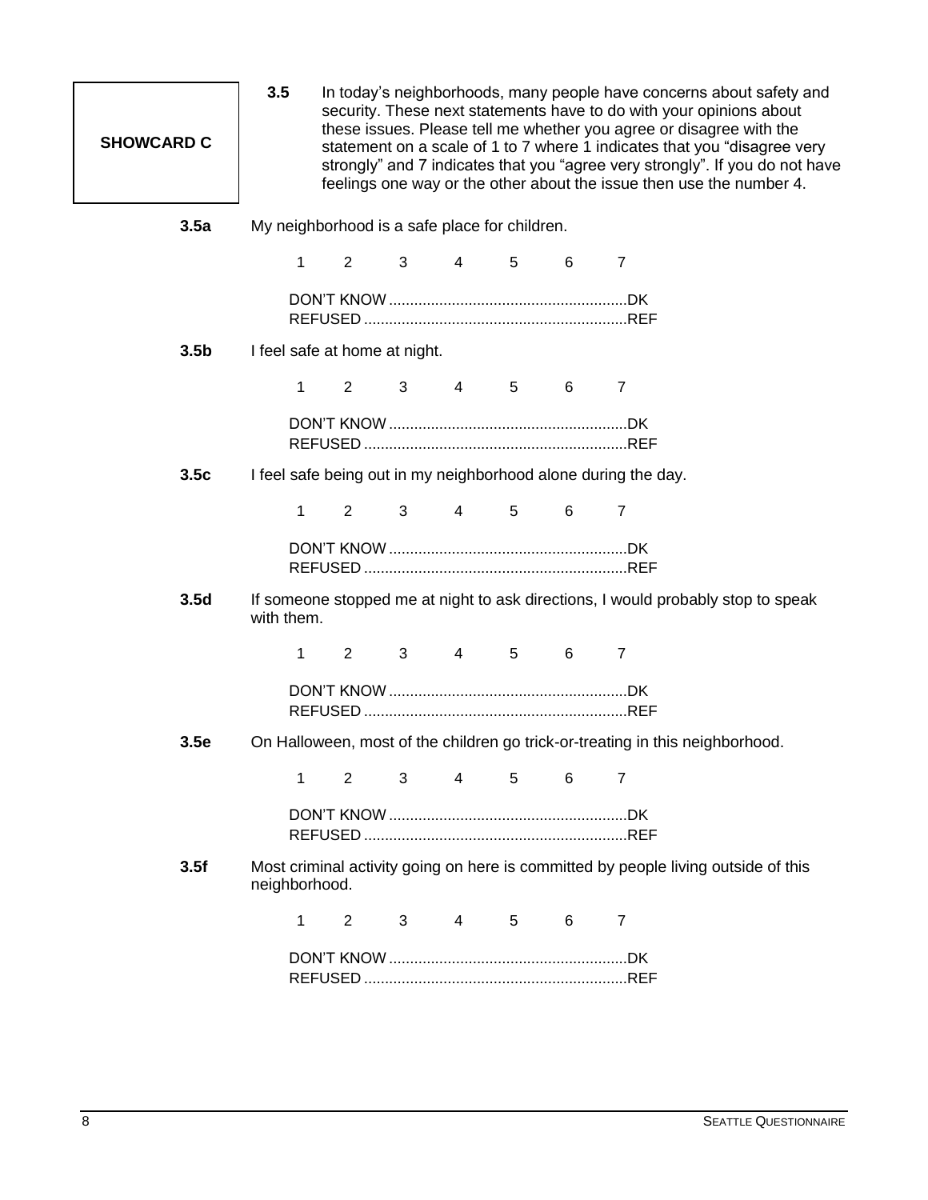**SHOWCARD C**

**3.5** In today's neighborhoods, many people have concerns about safety and security. These next statements have to do with your opinions about these issues. Please tell me whether you agree or disagree with the statement on a scale of 1 to 7 where 1 indicates that you "disagree very strongly" and 7 indicates that you "agree very strongly". If you do not have feelings one way or the other about the issue then use the number 4.

**3.5a** My neighborhood is a safe place for children.

1 2 3 4 5 6 7

DON'T KNOW ........................................................DK
REFUSED ..............................................................REF

**3.5b** I feel safe at home at night.

1 2 3 4 5 6 7

DON'T KNOW ........................................................DK
REFUSED ..............................................................REF

**3.5c** I feel safe being out in my neighborhood alone during the day.

1 2 3 4 5 6 7

DON'T KNOW ........................................................DK
REFUSED ..............................................................REF

**3.5d** If someone stopped me at night to ask directions, I would probably stop to speak with them.

1 2 3 4 5 6 7

DON'T KNOW ........................................................DK
REFUSED ..............................................................REF

**3.5e** On Halloween, most of the children go trick-or-treating in this neighborhood.

1 2 3 4 5 6 7

DON'T KNOW ........................................................DK
REFUSED ..............................................................REF

**3.5f** Most criminal activity going on here is committed by people living outside of this neighborhood.

1 2 3 4 5 6 7

DON'T KNOW ........................................................DK
REFUSED ..............................................................REF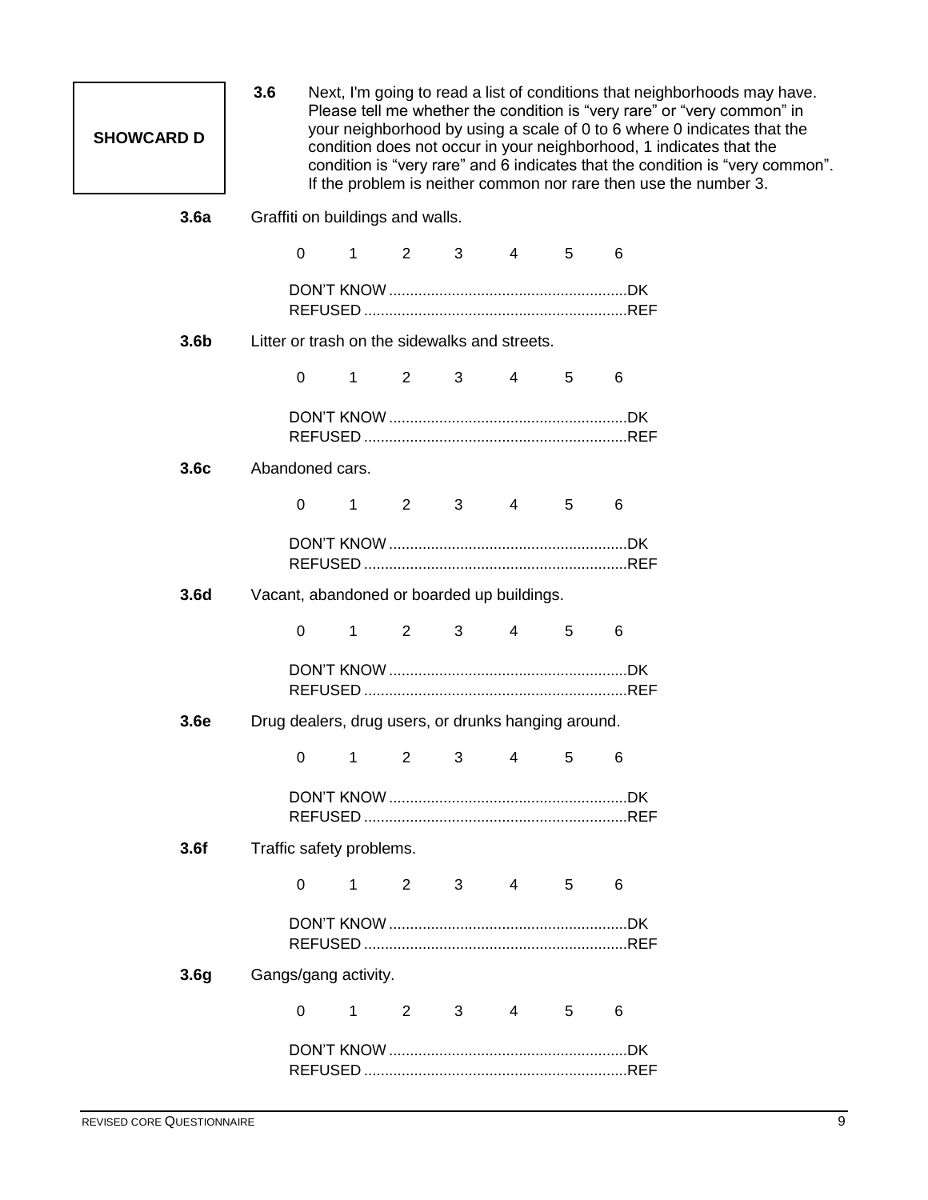**SHOWCARD D**

**3.6** Next, I'm going to read a list of conditions that neighborhoods may have. Please tell me whether the condition is "very rare" or "very common" in your neighborhood by using a scale of 0 to 6 where 0 indicates that the condition does not occur in your neighborhood, 1 indicates that the condition is "very rare" and 6 indicates that the condition is "very common". If the problem is neither common nor rare then use the number 3.

**3.6a** Graffiti on buildings and walls.

0 1 2 3 4 5 6

DON'T KNOW .........................................................DK
REFUSED ...............................................................REF

**3.6b** Litter or trash on the sidewalks and streets.

0 1 2 3 4 5 6

DON'T KNOW .........................................................DK
REFUSED ...............................................................REF

**3.6c** Abandoned cars.

0 1 2 3 4 5 6

DON'T KNOW .........................................................DK
REFUSED ...............................................................REF

**3.6d** Vacant, abandoned or boarded up buildings.

0 1 2 3 4 5 6

DON'T KNOW .........................................................DK
REFUSED ...............................................................REF

**3.6e** Drug dealers, drug users, or drunks hanging around.

0 1 2 3 4 5 6

DON'T KNOW .........................................................DK
REFUSED ...............................................................REF

**3.6f** Traffic safety problems.

0 1 2 3 4 5 6

DON'T KNOW .........................................................DK
REFUSED ...............................................................REF

**3.6g** Gangs/gang activity.

0 1 2 3 4 5 6

DON'T KNOW .........................................................DK
REFUSED ...............................................................REF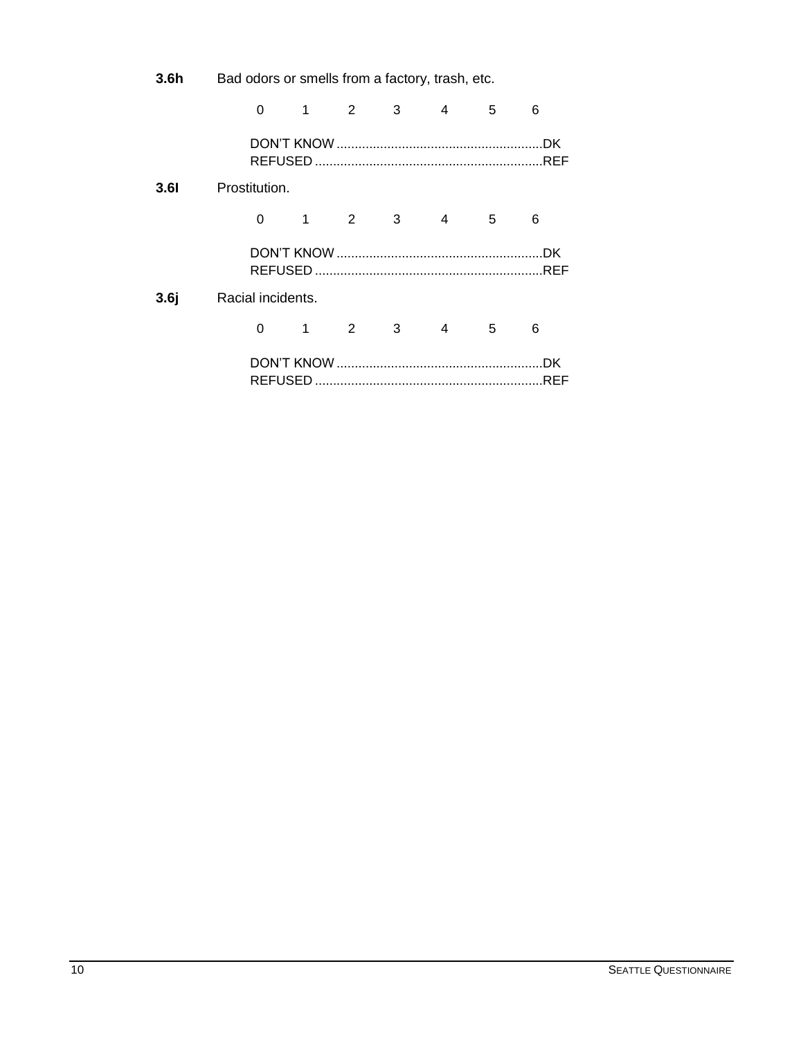**3.6h** Bad odors or smells from a factory, trash, etc.

0 1 2 3 4 5 6

DON'T KNOW .........................................................DK
REFUSED ...............................................................REF

**3.6I** Prostitution.

0 1 2 3 4 5 6

DON'T KNOW .........................................................DK
REFUSED ...............................................................REF

**3.6j** Racial incidents.

0 1 2 3 4 5 6

DON'T KNOW .........................................................DK
REFUSED ...............................................................REF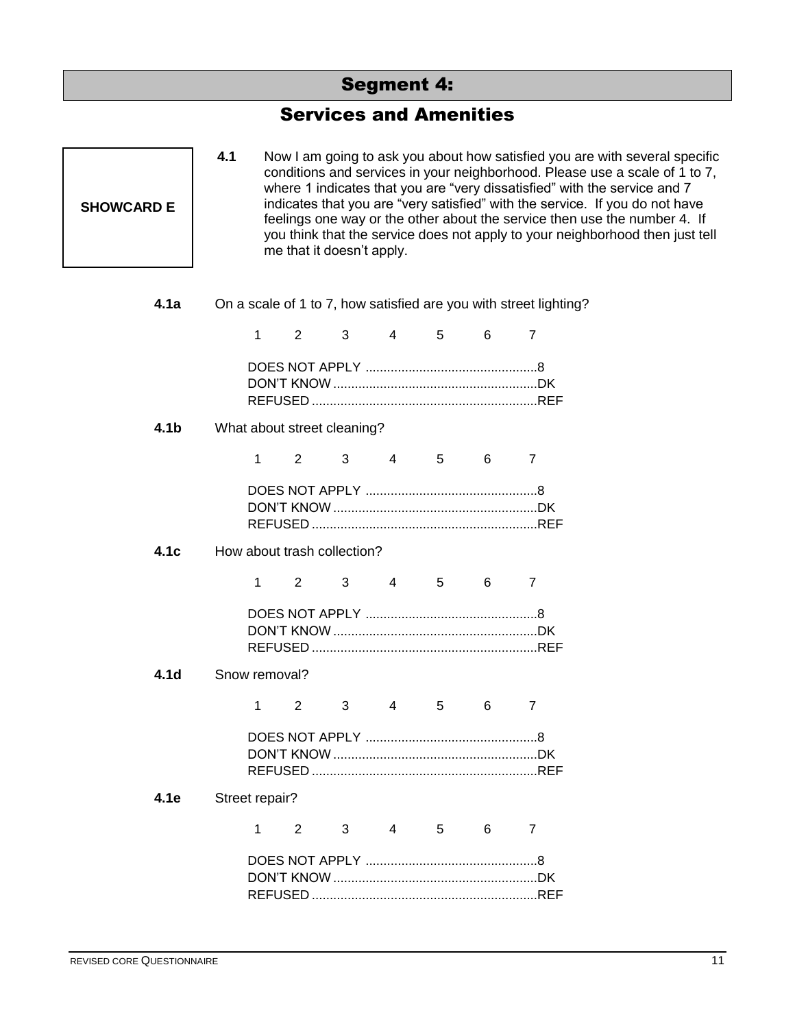# Segment 4:

## Services and Amenities

**SHOWCARD E**

**4.1** Now I am going to ask you about how satisfied you are with several specific conditions and services in your neighborhood. Please use a scale of 1 to 7, where 1 indicates that you are "very dissatisfied" with the service and 7 indicates that you are "very satisfied" with the service. If you do not have feelings one way or the other about the service then use the number 4. If you think that the service does not apply to your neighborhood then just tell me that it doesn't apply.

**4.1a** On a scale of 1 to 7, how satisfied are you with street lighting?

1 2 3 4 5 6 7

DOES NOT APPLY ................................................8
DON'T KNOW .........................................................DK
REFUSED ...............................................................REF

**4.1b** What about street cleaning?

1 2 3 4 5 6 7

DOES NOT APPLY ................................................8
DON'T KNOW .........................................................DK
REFUSED ...............................................................REF

**4.1c** How about trash collection?

1 2 3 4 5 6 7

DOES NOT APPLY ................................................8
DON'T KNOW .........................................................DK
REFUSED ...............................................................REF

**4.1d** Snow removal?

1 2 3 4 5 6 7

DOES NOT APPLY ................................................8
DON'T KNOW .........................................................DK
REFUSED ...............................................................REF

**4.1e** Street repair?

1 2 3 4 5 6 7

DOES NOT APPLY ................................................8
DON'T KNOW .........................................................DK
REFUSED ...............................................................REF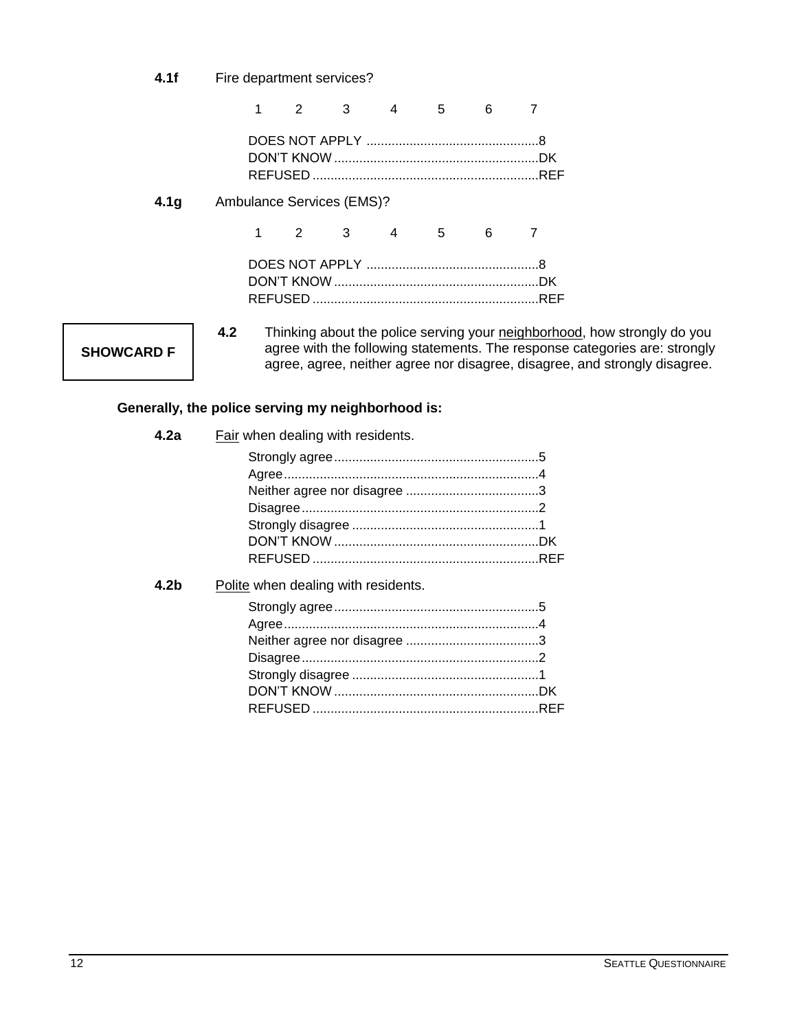**4.1f** Fire department services?

1 2 3 4 5 6 7

DOES NOT APPLY ................................................8
DON'T KNOW .........................................................DK
REFUSED ...............................................................REF

**4.1g** Ambulance Services (EMS)?

1 2 3 4 5 6 7

DOES NOT APPLY ................................................8
DON'T KNOW .........................................................DK
REFUSED ...............................................................REF

**SHOWCARD F**

**4.2** Thinking about the police serving your <u>neighborhood</u>, how strongly do you agree with the following statements. The response categories are: strongly agree, agree, neither agree nor disagree, disagree, and strongly disagree.

**Generally, the police serving my neighborhood is:**

**4.2a** <u>Fair</u> when dealing with residents.

Strongly agree.........................................................5
Agree......................................................................4
Neither agree nor disagree .....................................3
Disagree.................................................................2
Strongly disagree ....................................................1
DON'T KNOW .........................................................DK
REFUSED ...............................................................REF

**4.2b** <u>Polite</u> when dealing with residents.

Strongly agree.........................................................5
Agree......................................................................4
Neither agree nor disagree .....................................3
Disagree.................................................................2
Strongly disagree ....................................................1
DON'T KNOW .........................................................DK
REFUSED ...............................................................REF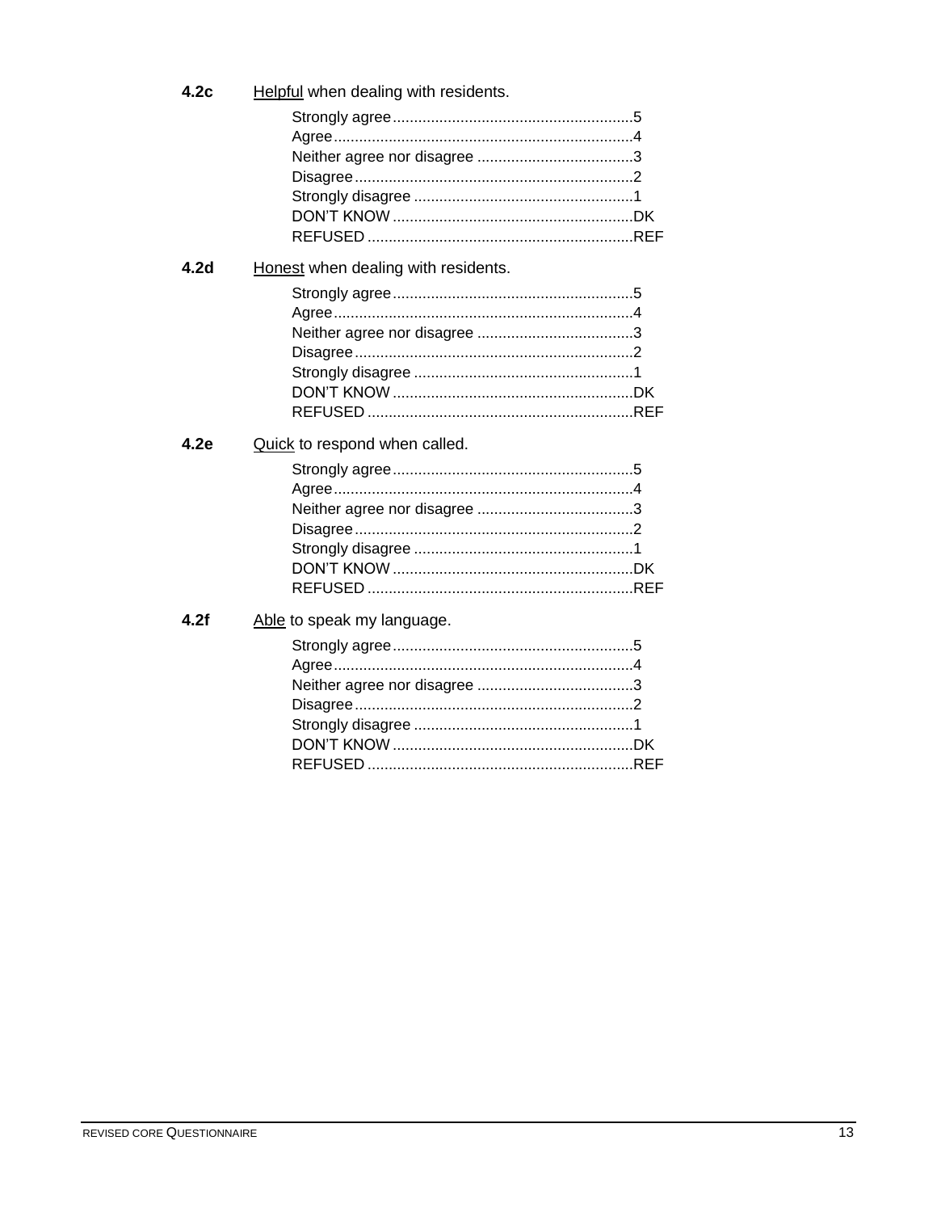**4.2c** <u>Helpful</u> when dealing with residents.

- Strongly agree........................................................5
- Agree......................................................................4
- Neither agree nor disagree .....................................3
- Disagree.................................................................2
- Strongly disagree ...................................................1
- DON'T KNOW ........................................................DK
- REFUSED ..............................................................REF

**4.2d** <u>Honest</u> when dealing with residents.

- Strongly agree........................................................5
- Agree......................................................................4
- Neither agree nor disagree .....................................3
- Disagree.................................................................2
- Strongly disagree ...................................................1
- DON'T KNOW ........................................................DK
- REFUSED ..............................................................REF

**4.2e** <u>Quick</u> to respond when called.

- Strongly agree........................................................5
- Agree......................................................................4
- Neither agree nor disagree .....................................3
- Disagree.................................................................2
- Strongly disagree ...................................................1
- DON'T KNOW ........................................................DK
- REFUSED ..............................................................REF

**4.2f** <u>Able</u> to speak my language.

- Strongly agree........................................................5
- Agree......................................................................4
- Neither agree nor disagree .....................................3
- Disagree.................................................................2
- Strongly disagree ...................................................1
- DON'T KNOW ........................................................DK
- REFUSED ..............................................................REF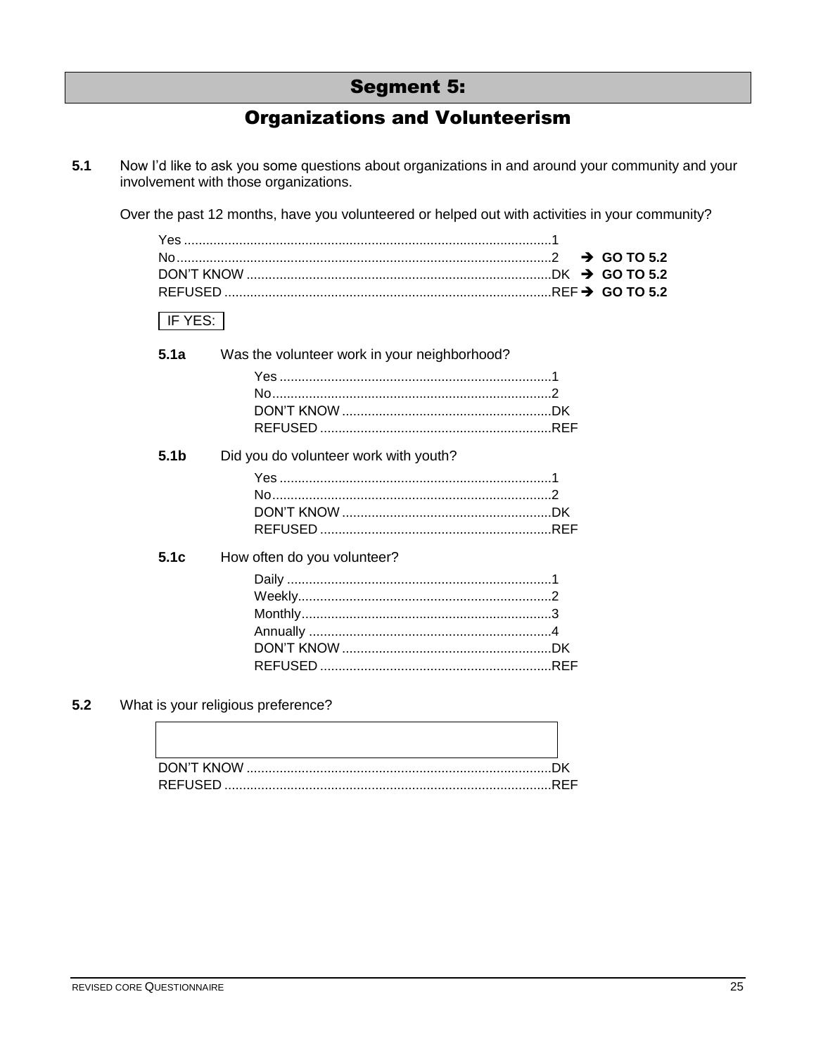## Segment 5:

## Organizations and Volunteerism

**5.1** Now I'd like to ask you some questions about organizations in and around your community and your involvement with those organizations.

Over the past 12 months, have you volunteered or helped out with activities in your community?

Yes ....................................................................................................1
No......................................................................................................2 ➔ **GO TO 5.2**
DON'T KNOW ....................................................................................DK ➔ **GO TO 5.2**
REFUSED ..........................................................................................REF ➔ **GO TO 5.2**

IF YES:

**5.1a** Was the volunteer work in your neighborhood?

Yes ..........................................................................1
No............................................................................2
DON'T KNOW ..........................................................DK
REFUSED ................................................................REF

**5.1b** Did you do volunteer work with youth?

Yes ..........................................................................1
No............................................................................2
DON'T KNOW ..........................................................DK
REFUSED ................................................................REF

**5.1c** How often do you volunteer?

Daily ........................................................................1
Weekly.....................................................................2
Monthly....................................................................3
Annually ..................................................................4
DON'T KNOW ..........................................................DK
REFUSED ................................................................REF

**5.2** What is your religious preference?

[ ]

DON'T KNOW ....................................................................................DK
REFUSED ..........................................................................................REF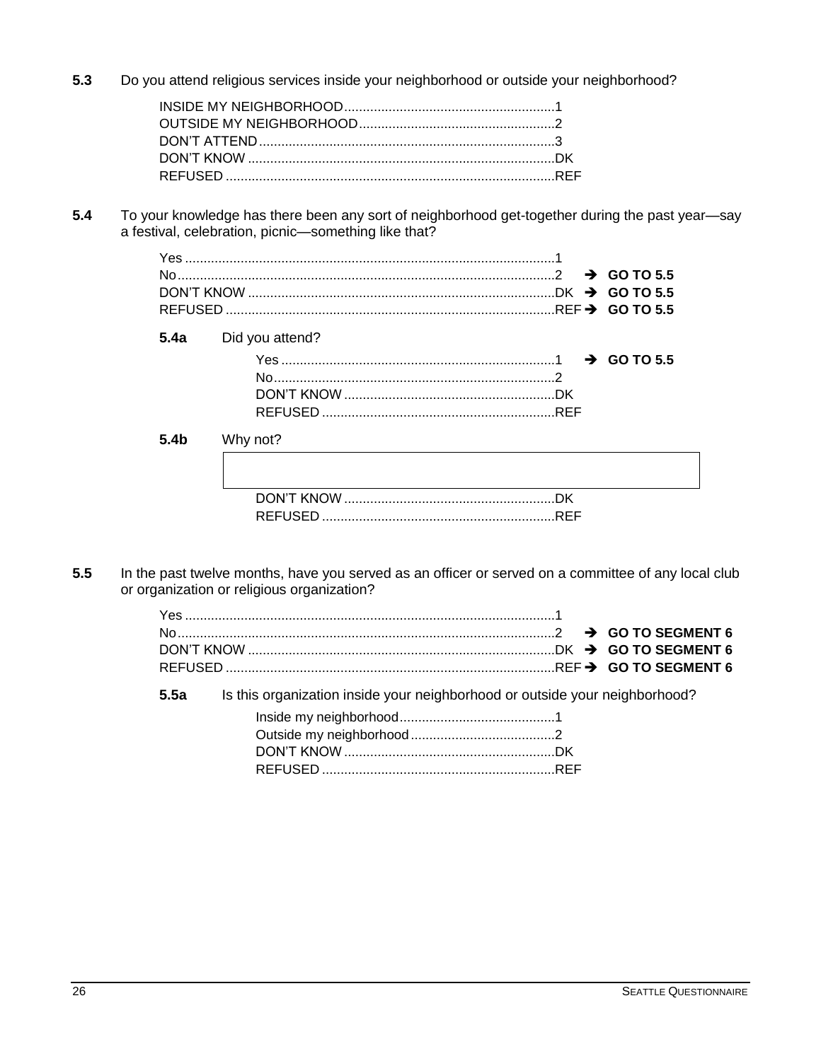**5.3** Do you attend religious services inside your neighborhood or outside your neighborhood?

INSIDE MY NEIGHBORHOOD........................................................1
OUTSIDE MY NEIGHBORHOOD....................................................2
DON'T ATTEND...............................................................................3
DON'T KNOW ..................................................................................DK
REFUSED ........................................................................................REF

**5.4** To your knowledge has there been any sort of neighborhood get-together during the past year—say a festival, celebration, picnic—something like that?

Yes ...................................................................................................1
No.....................................................................................................2 ➔ **GO TO 5.5**
DON'T KNOW ..................................................................................DK ➔ **GO TO 5.5**
REFUSED ........................................................................................REF ➔ **GO TO 5.5**

**5.4a** Did you attend?

Yes .........................................................................1 ➔ **GO TO 5.5**
No...........................................................................2
DON'T KNOW .........................................................DK
REFUSED ...............................................................REF

**5.4b** Why not?

[ ]

DON'T KNOW .........................................................DK
REFUSED ...............................................................REF

**5.5** In the past twelve months, have you served as an officer or served on a committee of any local club or organization or religious organization?

Yes ...................................................................................................1
No.....................................................................................................2 ➔ **GO TO SEGMENT 6**
DON'T KNOW ..................................................................................DK ➔ **GO TO SEGMENT 6**
REFUSED ........................................................................................REF ➔ **GO TO SEGMENT 6**

**5.5a** Is this organization inside your neighborhood or outside your neighborhood?

Inside my neighborhood..........................................1
Outside my neighborhood.......................................2
DON'T KNOW .........................................................DK
REFUSED ...............................................................REF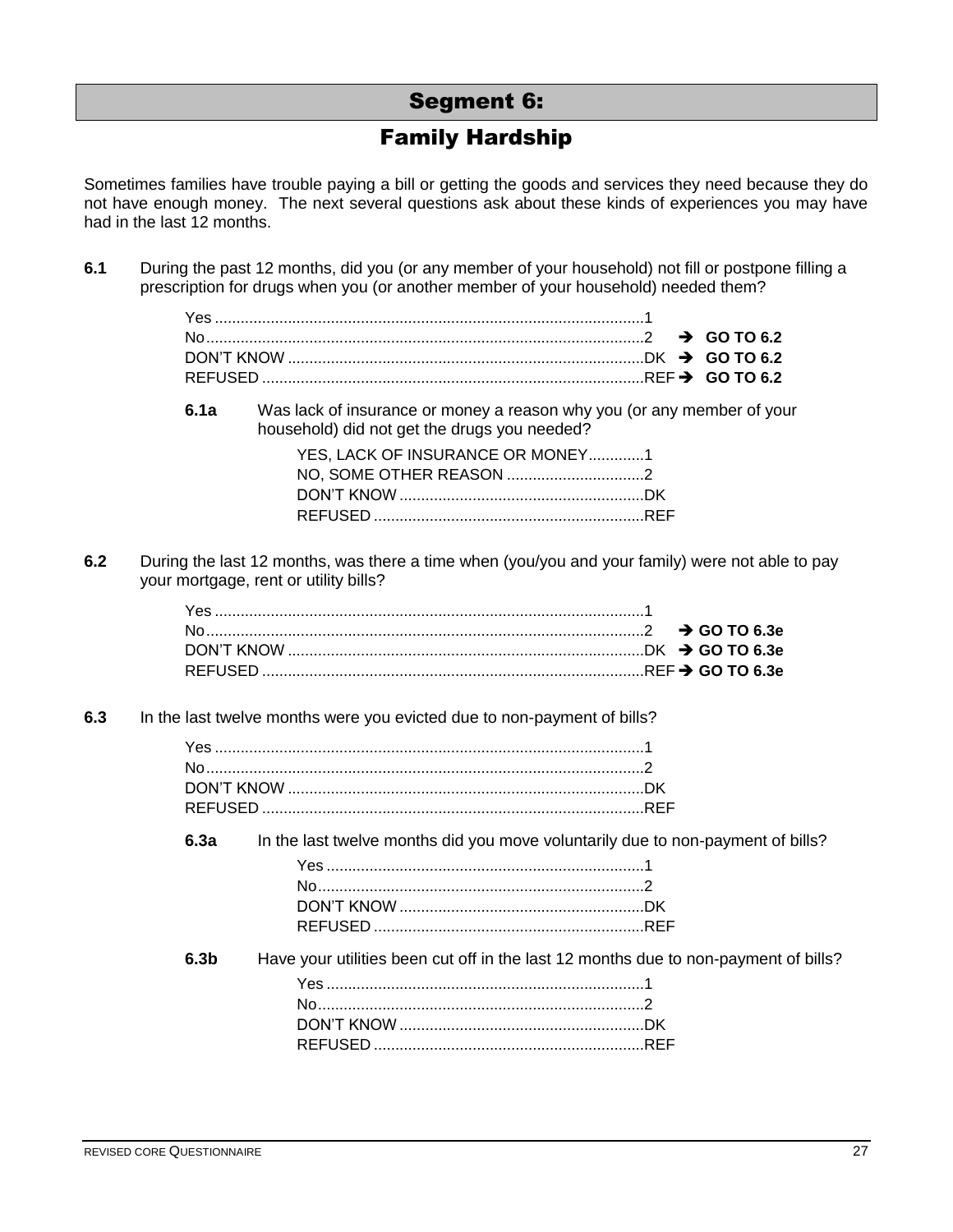# Segment 6:

## Family Hardship

Sometimes families have trouble paying a bill or getting the goods and services they need because they do not have enough money. The next several questions ask about these kinds of experiences you may have had in the last 12 months.

**6.1** During the past 12 months, did you (or any member of your household) not fill or postpone filling a prescription for drugs when you (or another member of your household) needed them?

- Yes ....................................................................................................1
- No.......................................................................................................2 → **GO TO 6.2**
- DON'T KNOW ..................................................................................DK → **GO TO 6.2**
- REFUSED ........................................................................................REF → **GO TO 6.2**

**6.1a** Was lack of insurance or money a reason why you (or any member of your household) did not get the drugs you needed?

- YES, LACK OF INSURANCE OR MONEY.............1
- NO, SOME OTHER REASON ................................2
- DON'T KNOW .........................................................DK
- REFUSED ...............................................................REF

**6.2** During the last 12 months, was there a time when (you/you and your family) were not able to pay your mortgage, rent or utility bills?

- Yes ....................................................................................................1
- No.......................................................................................................2 → **GO TO 6.3e**
- DON'T KNOW ..................................................................................DK → **GO TO 6.3e**
- REFUSED ........................................................................................REF → **GO TO 6.3e**

**6.3** In the last twelve months were you evicted due to non-payment of bills?

- Yes ....................................................................................................1
- No.......................................................................................................2
- DON'T KNOW ..................................................................................DK
- REFUSED ........................................................................................REF

**6.3a** In the last twelve months did you move voluntarily due to non-payment of bills?

- Yes ..........................................................................1
- No............................................................................2
- DON'T KNOW .........................................................DK
- REFUSED ...............................................................REF

**6.3b** Have your utilities been cut off in the last 12 months due to non-payment of bills?

- Yes ..........................................................................1
- No............................................................................2
- DON'T KNOW .........................................................DK
- REFUSED ...............................................................REF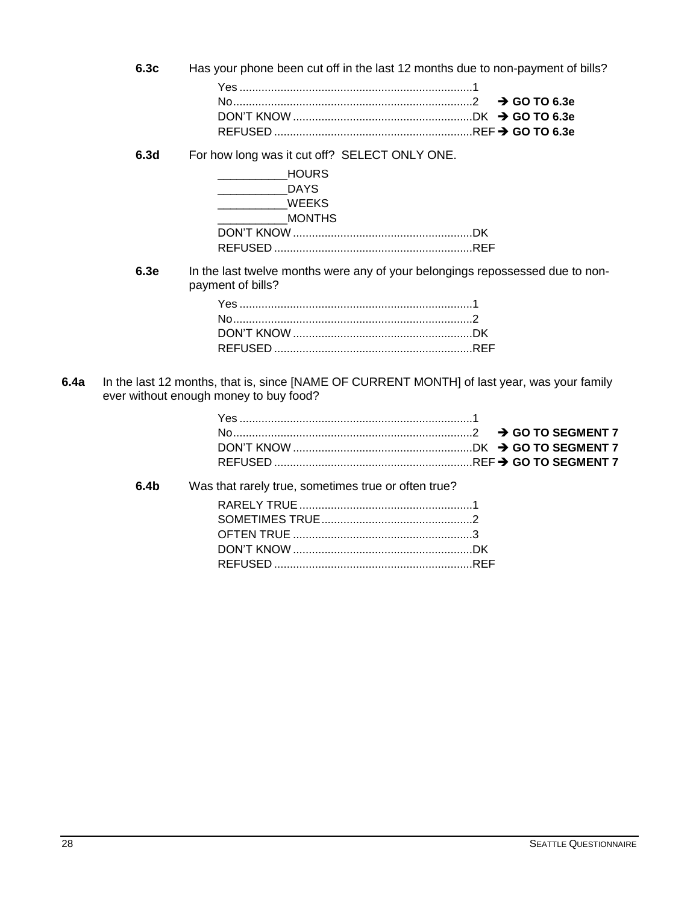**6.3c** Has your phone been cut off in the last 12 months due to non-payment of bills?

Yes ..........................................................................1
No............................................................................2 → **GO TO 6.3e**
DON'T KNOW .........................................................DK → **GO TO 6.3e**
REFUSED ...............................................................REF → **GO TO 6.3e**

**6.3d** For how long was it cut off? SELECT ONLY ONE.

___________HOURS
___________DAYS
___________WEEKS
___________MONTHS
DON'T KNOW .........................................................DK
REFUSED ...............................................................REF

**6.3e** In the last twelve months were any of your belongings repossessed due to non-payment of bills?

Yes ..........................................................................1
No............................................................................2
DON'T KNOW .........................................................DK
REFUSED ...............................................................REF

**6.4a** In the last 12 months, that is, since [NAME OF CURRENT MONTH] of last year, was your family ever without enough money to buy food?

Yes ..........................................................................1
No............................................................................2 → **GO TO SEGMENT 7**
DON'T KNOW .........................................................DK → **GO TO SEGMENT 7**
REFUSED ...............................................................REF → **GO TO SEGMENT 7**

**6.4b** Was that rarely true, sometimes true or often true?

RARELY TRUE.......................................................1
SOMETIMES TRUE................................................2
OFTEN TRUE .........................................................3
DON'T KNOW .........................................................DK
REFUSED ...............................................................REF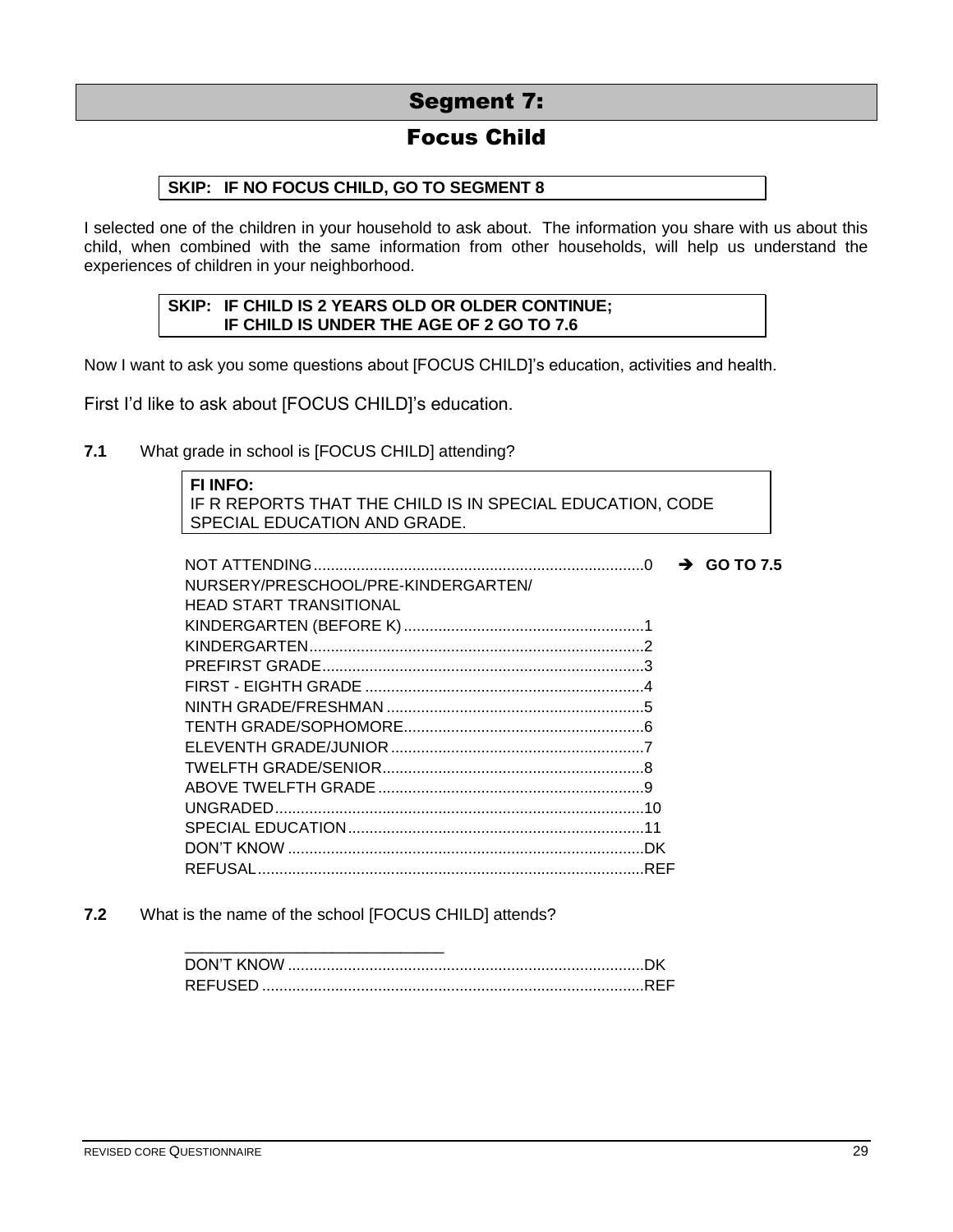# Segment 7:

## Focus Child

**SKIP: IF NO FOCUS CHILD, GO TO SEGMENT 8**

I selected one of the children in your household to ask about. The information you share with us about this child, when combined with the same information from other households, will help us understand the experiences of children in your neighborhood.

**SKIP: IF CHILD IS 2 YEARS OLD OR OLDER CONTINUE;
IF CHILD IS UNDER THE AGE OF 2 GO TO 7.6**

Now I want to ask you some questions about [FOCUS CHILD]'s education, activities and health.

First I'd like to ask about [FOCUS CHILD]'s education.

**7.1** What grade in school is [FOCUS CHILD] attending?

**FI INFO:**
IF R REPORTS THAT THE CHILD IS IN SPECIAL EDUCATION, CODE SPECIAL EDUCATION AND GRADE.

- NOT ATTENDING.....0 ➔ **GO TO 7.5**
- NURSERY/PRESCHOOL/PRE-KINDERGARTEN/ HEAD START TRANSITIONAL KINDERGARTEN (BEFORE K).....1
- KINDERGARTEN.....2
- PREFIRST GRADE.....3
- FIRST - EIGHTH GRADE.....4
- NINTH GRADE/FRESHMAN.....5
- TENTH GRADE/SOPHOMORE.....6
- ELEVENTH GRADE/JUNIOR.....7
- TWELFTH GRADE/SENIOR.....8
- ABOVE TWELFTH GRADE.....9
- UNGRADED.....10
- SPECIAL EDUCATION.....11
- DON'T KNOW.....DK
- REFUSAL.....REF

**7.2** What is the name of the school [FOCUS CHILD] attends?

______________________________
- DON'T KNOW.....DK
- REFUSED.....REF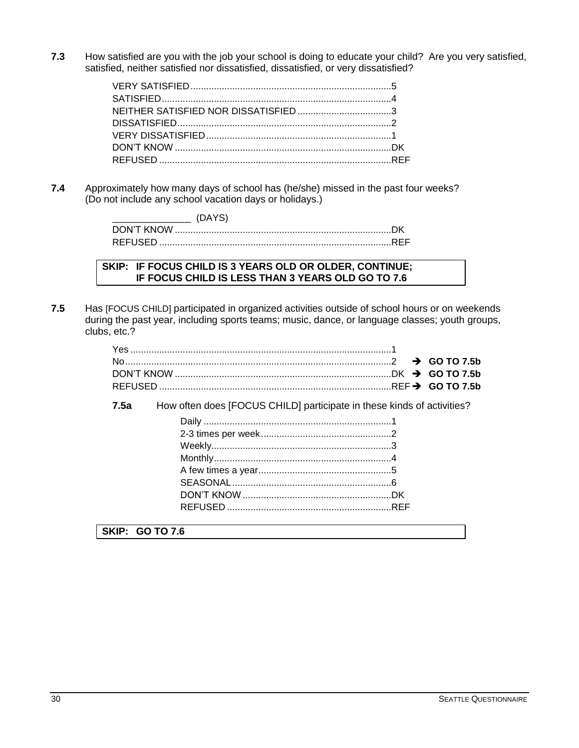**7.3** How satisfied are you with the job your school is doing to educate your child? Are you very satisfied, satisfied, neither satisfied nor dissatisfied, dissatisfied, or very dissatisfied?

VERY SATISFIED............................................................................5
SATISFIED.......................................................................................4
NEITHER SATISFIED NOR DISSATISFIED ....................................3
DISSATISFIED.................................................................................2
VERY DISSATISFIED.......................................................................1
DON'T KNOW ..................................................................................DK
REFUSED ........................................................................................REF

**7.4** Approximately how many days of school has (he/she) missed in the past four weeks? (Do not include any school vacation days or holidays.)

______________ (DAYS)
DON'T KNOW ..................................................................................DK
REFUSED ........................................................................................REF

**SKIP: IF FOCUS CHILD IS 3 YEARS OLD OR OLDER, CONTINUE; IF FOCUS CHILD IS LESS THAN 3 YEARS OLD GO TO 7.6**

**7.5** Has [FOCUS CHILD] participated in organized activities outside of school hours or on weekends during the past year, including sports teams; music, dance, or language classes; youth groups, clubs, etc.?

Yes ...................................................................................................1
No.....................................................................................................2 ➔ **GO TO 7.5b**
DON'T KNOW ..................................................................................DK ➔ **GO TO 7.5b**
REFUSED ........................................................................................REF ➔ **GO TO 7.5b**

**7.5a** How often does [FOCUS CHILD] participate in these kinds of activities?

Daily ........................................................................1
2-3 times per week..................................................2
Weekly....................................................................3
Monthly....................................................................4
A few times a year...................................................5
SEASONAL.............................................................6
DON'T KNOW .........................................................DK
REFUSED ...............................................................REF

**SKIP: GO TO 7.6**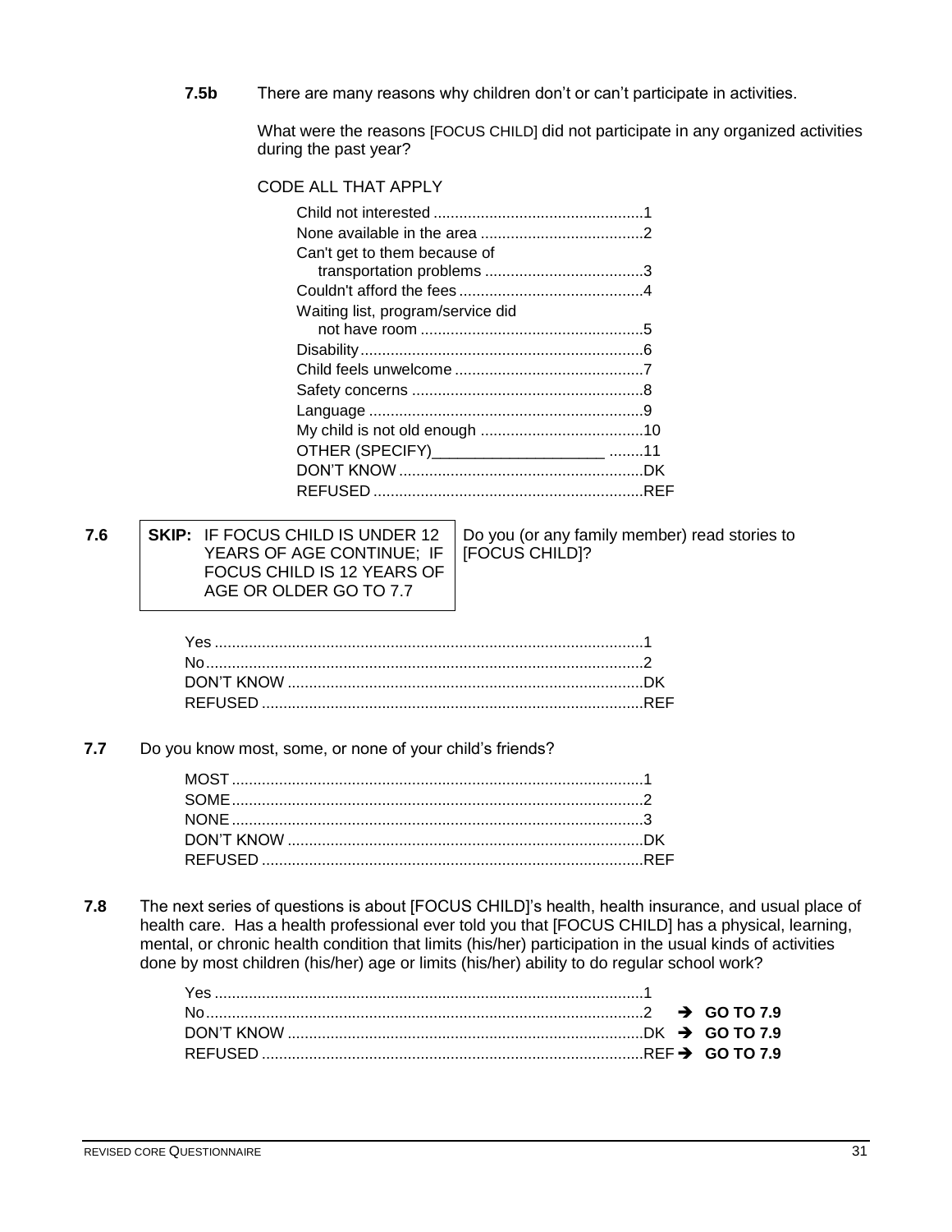**7.5b** There are many reasons why children don't or can't participate in activities.

What were the reasons [FOCUS CHILD] did not participate in any organized activities during the past year?

CODE ALL THAT APPLY

| | |
|---|---|
| Child not interested | 1 |
| None available in the area | 2 |
| Can't get to them because of transportation problems | 3 |
| Couldn't afford the fees | 4 |
| Waiting list, program/service did not have room | 5 |
| Disability | 6 |
| Child feels unwelcome | 7 |
| Safety concerns | 8 |
| Language | 9 |
| My child is not old enough | 10 |
| OTHER (SPECIFY)____________________ | 11 |
| DON'T KNOW | DK |
| REFUSED | REF |

**7.6** **SKIP:** IF FOCUS CHILD IS UNDER 12 YEARS OF AGE CONTINUE; IF FOCUS CHILD IS 12 YEARS OF AGE OR OLDER GO TO 7.7

Do you (or any family member) read stories to [FOCUS CHILD]?

| | |
|---|---|
| Yes | 1 |
| No | 2 |
| DON'T KNOW | DK |
| REFUSED | REF |

**7.7** Do you know most, some, or none of your child's friends?

| | |
|---|---|
| MOST | 1 |
| SOME | 2 |
| NONE | 3 |
| DON'T KNOW | DK |
| REFUSED | REF |

**7.8** The next series of questions is about [FOCUS CHILD]'s health, health insurance, and usual place of health care. Has a health professional ever told you that [FOCUS CHILD] has a physical, learning, mental, or chronic health condition that limits (his/her) participation in the usual kinds of activities done by most children (his/her) age or limits (his/her) ability to do regular school work?

| | | |
|---|---|---|
| Yes | 1 | |
| No | 2 | ➔ **GO TO 7.9** |
| DON'T KNOW | DK | ➔ **GO TO 7.9** |
| REFUSED | REF | ➔ **GO TO 7.9** |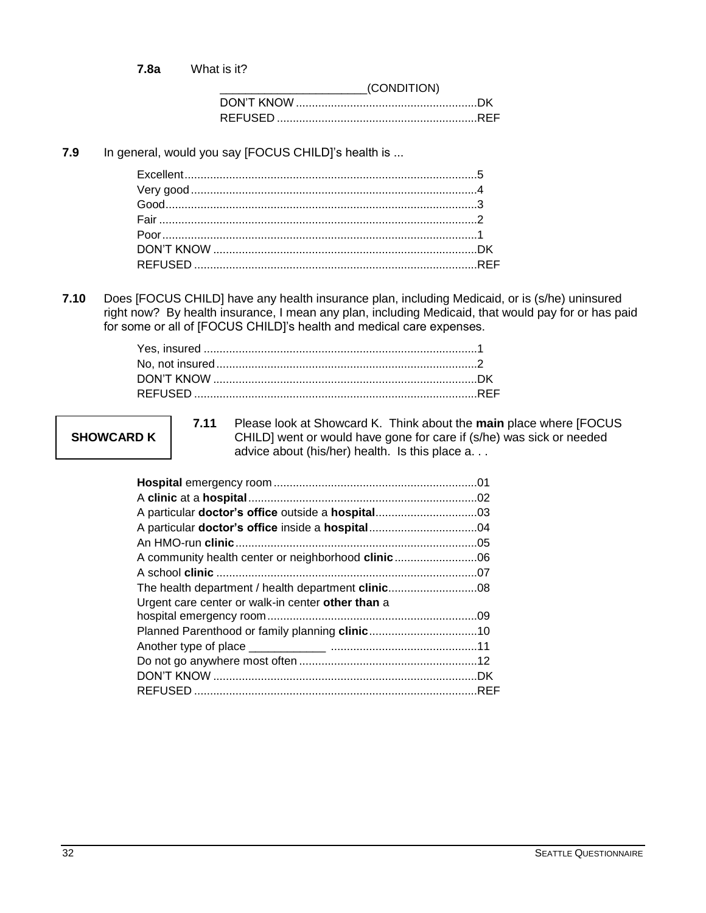**7.8a** What is it?

_______________________(CONDITION)

| | |
|---|---|
| DON'T KNOW | DK |
| REFUSED | REF |

**7.9** In general, would you say [FOCUS CHILD]'s health is ...

| | |
|---|---|
| Excellent | 5 |
| Very good | 4 |
| Good | 3 |
| Fair | 2 |
| Poor | 1 |
| DON'T KNOW | DK |
| REFUSED | REF |

**7.10** Does [FOCUS CHILD] have any health insurance plan, including Medicaid, or is (s/he) uninsured right now? By health insurance, I mean any plan, including Medicaid, that would pay for or has paid for some or all of [FOCUS CHILD]'s health and medical care expenses.

| | |
|---|---|
| Yes, insured | 1 |
| No, not insured | 2 |
| DON'T KNOW | DK |
| REFUSED | REF |

**SHOWCARD K**

**7.11** Please look at Showcard K. Think about the **main** place where [FOCUS CHILD] went or would have gone for care if (s/he) was sick or needed advice about (his/her) health. Is this place a. . .

| | |
|---|---|
| **Hospital** emergency room | 01 |
| A **clinic** at a **hospital** | 02 |
| A particular **doctor's office** outside a **hospital** | 03 |
| A particular **doctor's office** inside a **hospital** | 04 |
| An HMO-run **clinic** | 05 |
| A community health center or neighborhood **clinic** | 06 |
| A school **clinic** | 07 |
| The health department / health department **clinic** | 08 |
| Urgent care center or walk-in center **other than** a hospital emergency room | 09 |
| Planned Parenthood or family planning **clinic** | 10 |
| Another type of place ____________ | 11 |
| Do not go anywhere most often | 12 |
| DON'T KNOW | DK |
| REFUSED | REF |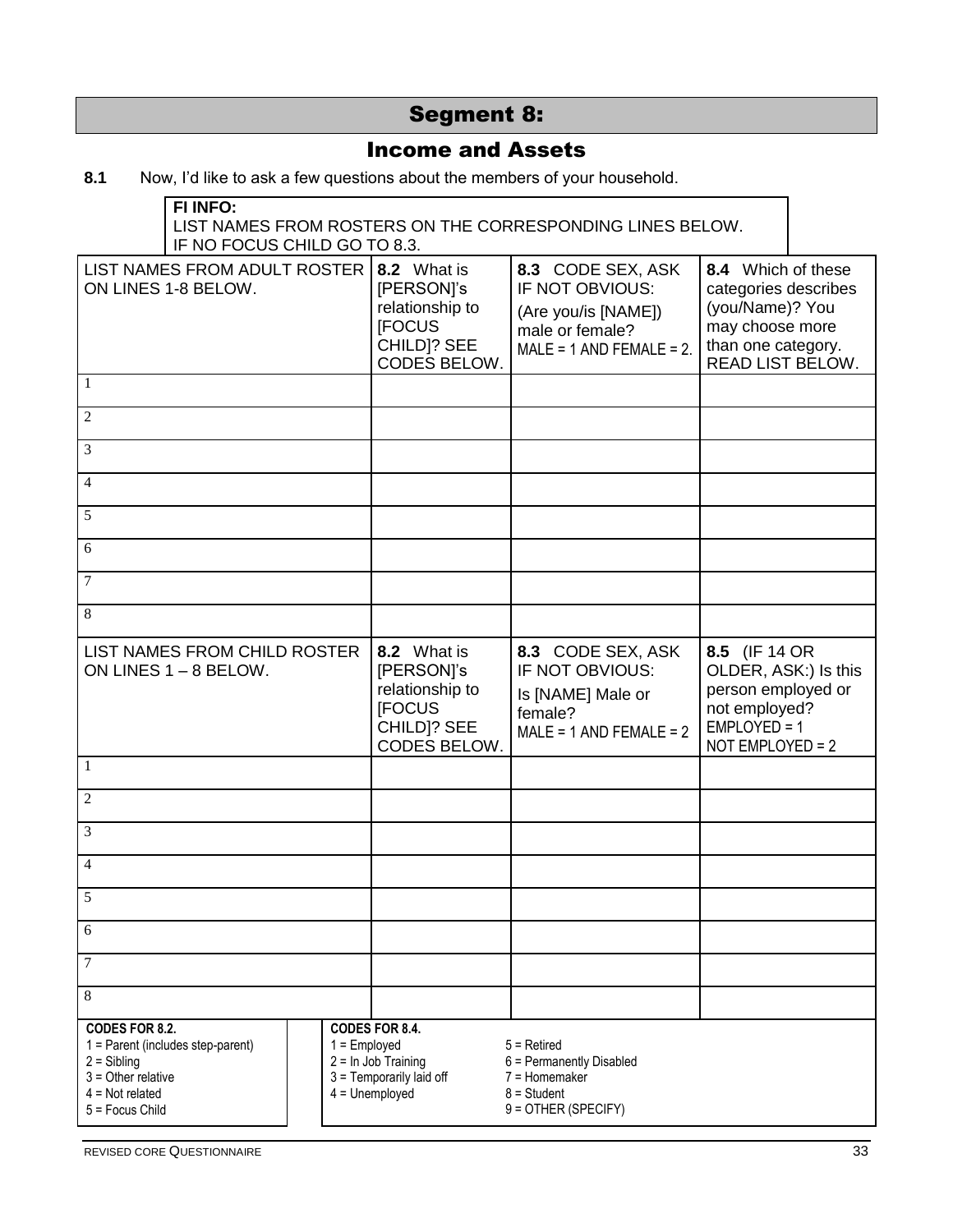# Segment 8:

## Income and Assets

**8.1** Now, I'd like to ask a few questions about the members of your household.

> **FI INFO:**
> LIST NAMES FROM ROSTERS ON THE CORRESPONDING LINES BELOW.
> IF NO FOCUS CHILD GO TO 8.3.

| LIST NAMES FROM ADULT ROSTER ON LINES 1-8 BELOW. | **8.2** What is [PERSON]'s relationship to [FOCUS CHILD]? SEE CODES BELOW. | **8.3** CODE SEX, ASK IF NOT OBVIOUS: (Are you/is [NAME]) male or female? MALE = 1 AND FEMALE = 2. | **8.4** Which of these categories describes (you/Name)? You may choose more than one category. READ LIST BELOW. |
|---|---|---|---|
| 1 | | | |
| 2 | | | |
| 3 | | | |
| 4 | | | |
| 5 | | | |
| 6 | | | |
| 7 | | | |
| 8 | | | |

| LIST NAMES FROM CHILD ROSTER ON LINES 1 – 8 BELOW. | **8.2** What is [PERSON]'s relationship to [FOCUS CHILD]? SEE CODES BELOW. | **8.3** CODE SEX, ASK IF NOT OBVIOUS: Is [NAME] Male or female? MALE = 1 AND FEMALE = 2 | **8.5** (IF 14 OR OLDER, ASK:) Is this person employed or not employed? EMPLOYED = 1 NOT EMPLOYED = 2 |
|---|---|---|---|
| 1 | | | |
| 2 | | | |
| 3 | | | |
| 4 | | | |
| 5 | | | |
| 6 | | | |
| 7 | | | |
| 8 | | | |

**CODES FOR 8.2.**
1 = Parent (includes step-parent)
2 = Sibling
3 = Other relative
4 = Not related
5 = Focus Child

**CODES FOR 8.4.**
1 = Employed
2 = In Job Training
3 = Temporarily laid off
4 = Unemployed
5 = Retired
6 = Permanently Disabled
7 = Homemaker
8 = Student
9 = OTHER (SPECIFY)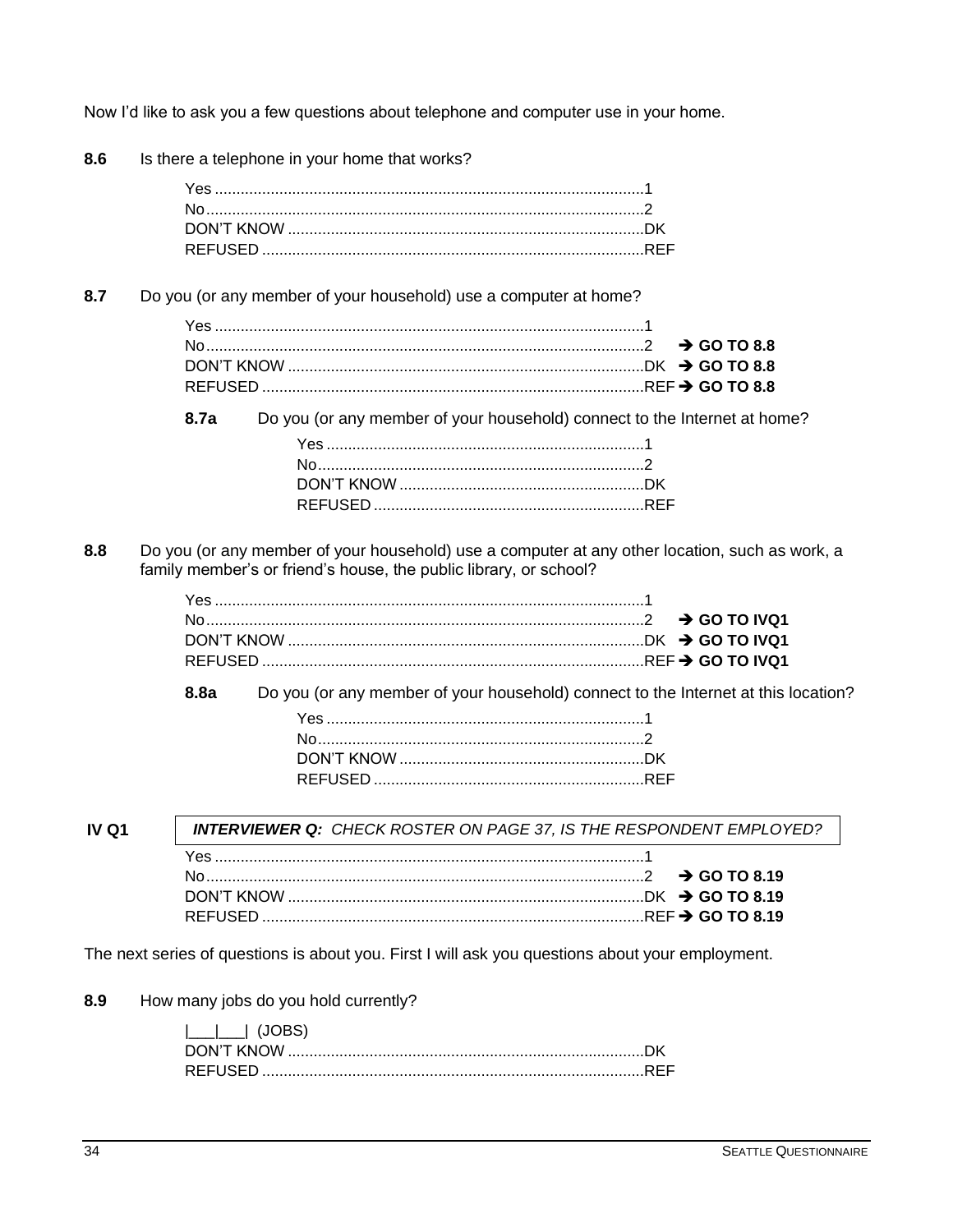Now I'd like to ask you a few questions about telephone and computer use in your home.

**8.6** Is there a telephone in your home that works?

- Yes ....................................................................................................1
- No......................................................................................................2
- DON'T KNOW ..................................................................................DK
- REFUSED ........................................................................................REF

**8.7** Do you (or any member of your household) use a computer at home?

- Yes ....................................................................................................1
- No......................................................................................................2 → **GO TO 8.8**
- DON'T KNOW ..................................................................................DK → **GO TO 8.8**
- REFUSED ........................................................................................REF → **GO TO 8.8**

**8.7a** Do you (or any member of your household) connect to the Internet at home?

- Yes ..........................................................................1
- No............................................................................2
- DON'T KNOW .........................................................DK
- REFUSED ...............................................................REF

**8.8** Do you (or any member of your household) use a computer at any other location, such as work, a family member's or friend's house, the public library, or school?

- Yes ....................................................................................................1
- No......................................................................................................2 → **GO TO IVQ1**
- DON'T KNOW ..................................................................................DK → **GO TO IVQ1**
- REFUSED ........................................................................................REF → **GO TO IVQ1**

**8.8a** Do you (or any member of your household) connect to the Internet at this location?

- Yes ..........................................................................1
- No............................................................................2
- DON'T KNOW .........................................................DK
- REFUSED ...............................................................REF

**IV Q1** ***INTERVIEWER Q:** CHECK ROSTER ON PAGE 37, IS THE RESPONDENT EMPLOYED?*

- Yes ....................................................................................................1
- No......................................................................................................2 → **GO TO 8.19**
- DON'T KNOW ..................................................................................DK → **GO TO 8.19**
- REFUSED ........................................................................................REF → **GO TO 8.19**

The next series of questions is about you. First I will ask you questions about your employment.

**8.9** How many jobs do you hold currently?

- |___|___| (JOBS)
- DON'T KNOW ..................................................................................DK
- REFUSED ........................................................................................REF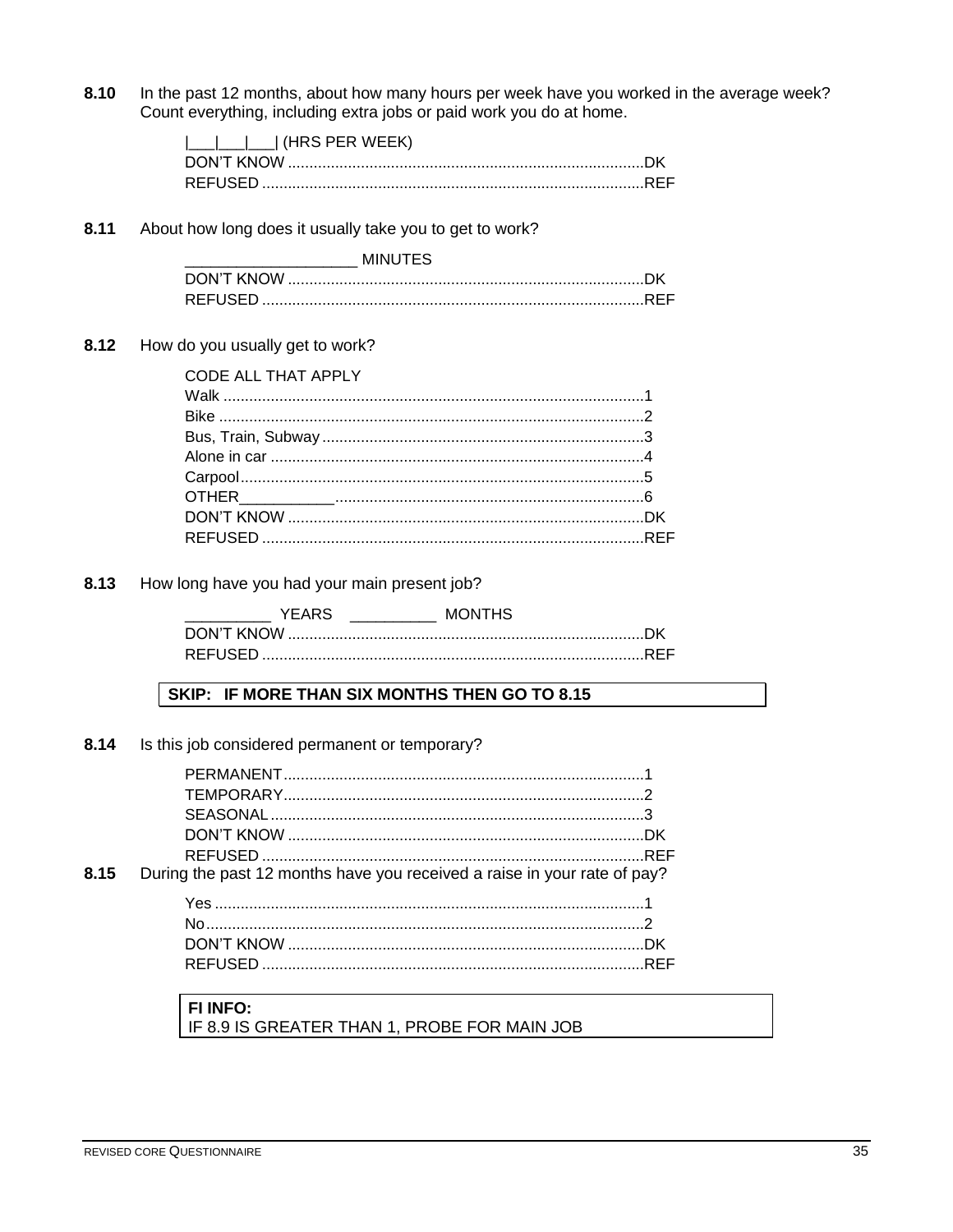**8.10** In the past 12 months, about how many hours per week have you worked in the average week? Count everything, including extra jobs or paid work you do at home.

|___|___|___| (HRS PER WEEK)
DON'T KNOW ....................................................................................DK
REFUSED ...........................................................................................REF

**8.11** About how long does it usually take you to get to work?

____________________ MINUTES
DON'T KNOW ....................................................................................DK
REFUSED ...........................................................................................REF

**8.12** How do you usually get to work?

CODE ALL THAT APPLY
Walk ...................................................................................................1
Bike ....................................................................................................2
Bus, Train, Subway ............................................................................3
Alone in car ........................................................................................4
Carpool...............................................................................................5
OTHER___________........................................................................6
DON'T KNOW ....................................................................................DK
REFUSED ...........................................................................................REF

**8.13** How long have you had your main present job?

__________ YEARS __________ MONTHS
DON'T KNOW ....................................................................................DK
REFUSED ...........................................................................................REF

| **SKIP: IF MORE THAN SIX MONTHS THEN GO TO 8.15** |
|---|

**8.14** Is this job considered permanent or temporary?

PERMANENT.......................................................................................1
TEMPORARY......................................................................................2
SEASONAL .........................................................................................3
DON'T KNOW ....................................................................................DK
REFUSED ...........................................................................................REF

**8.15** During the past 12 months have you received a raise in your rate of pay?

Yes .....................................................................................................1
No.......................................................................................................2
DON'T KNOW ....................................................................................DK
REFUSED ...........................................................................................REF

| **FI INFO:** |
|---|
| IF 8.9 IS GREATER THAN 1, PROBE FOR MAIN JOB |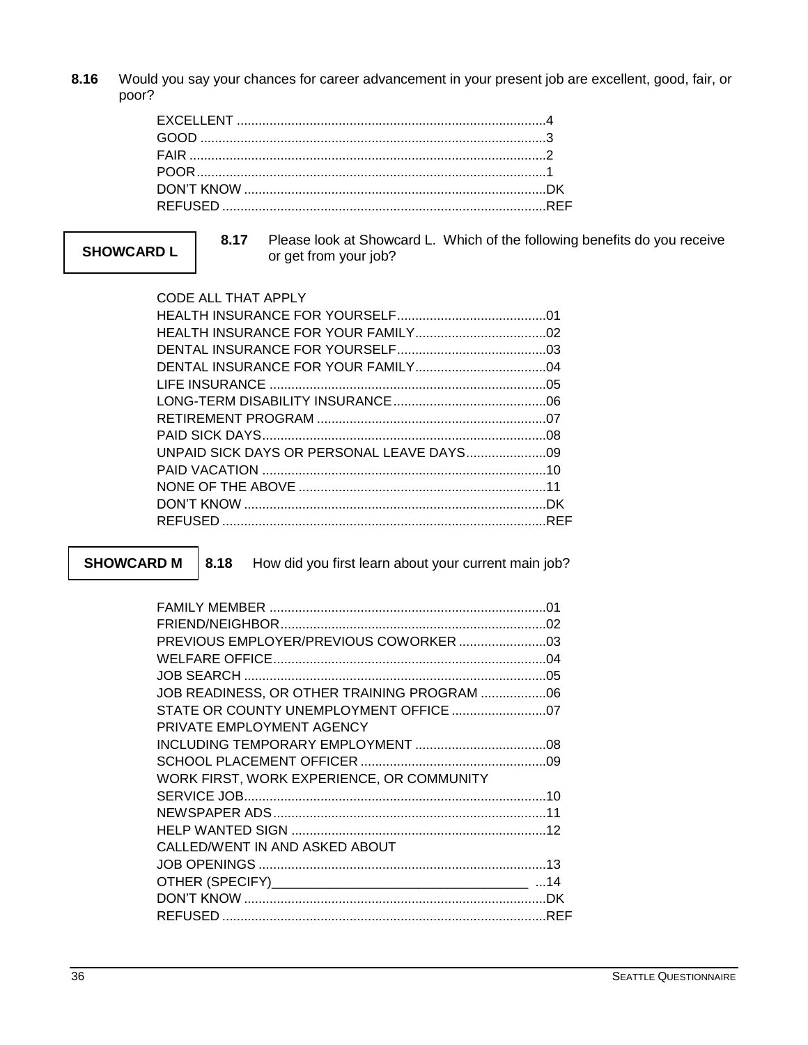**8.16** Would you say your chances for career advancement in your present job are excellent, good, fair, or poor?

| | |
|---|---|
| EXCELLENT | 4 |
| GOOD | 3 |
| FAIR | 2 |
| POOR | 1 |
| DON'T KNOW | DK |
| REFUSED | REF |

**SHOWCARD L**

**8.17** Please look at Showcard L. Which of the following benefits do you receive or get from your job?

CODE ALL THAT APPLY

| | |
|---|---|
| HEALTH INSURANCE FOR YOURSELF | 01 |
| HEALTH INSURANCE FOR YOUR FAMILY | 02 |
| DENTAL INSURANCE FOR YOURSELF | 03 |
| DENTAL INSURANCE FOR YOUR FAMILY | 04 |
| LIFE INSURANCE | 05 |
| LONG-TERM DISABILITY INSURANCE | 06 |
| RETIREMENT PROGRAM | 07 |
| PAID SICK DAYS | 08 |
| UNPAID SICK DAYS OR PERSONAL LEAVE DAYS | 09 |
| PAID VACATION | 10 |
| NONE OF THE ABOVE | 11 |
| DON'T KNOW | DK |
| REFUSED | REF |

**SHOWCARD M**

**8.18** How did you first learn about your current main job?

| | |
|---|---|
| FAMILY MEMBER | 01 |
| FRIEND/NEIGHBOR | 02 |
| PREVIOUS EMPLOYER/PREVIOUS COWORKER | 03 |
| WELFARE OFFICE | 04 |
| JOB SEARCH | 05 |
| JOB READINESS, OR OTHER TRAINING PROGRAM | 06 |
| STATE OR COUNTY UNEMPLOYMENT OFFICE | 07 |
| PRIVATE EMPLOYMENT AGENCY INCLUDING TEMPORARY EMPLOYMENT | 08 |
| SCHOOL PLACEMENT OFFICER | 09 |
| WORK FIRST, WORK EXPERIENCE, OR COMMUNITY SERVICE JOB | 10 |
| NEWSPAPER ADS | 11 |
| HELP WANTED SIGN | 12 |
| CALLED/WENT IN AND ASKED ABOUT JOB OPENINGS | 13 |
| OTHER (SPECIFY)____________________________________ | 14 |
| DON'T KNOW | DK |
| REFUSED | REF |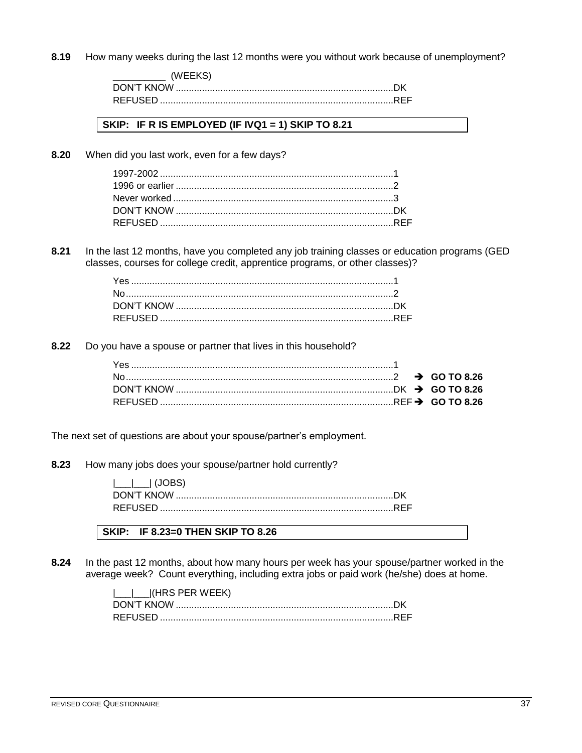**8.19** How many weeks during the last 12 months were you without work because of unemployment?

\_\_\_\_\_\_\_\_\_\_ (WEEKS)
DON'T KNOW .................................................................................DK
REFUSED .......................................................................................REF

**SKIP: IF R IS EMPLOYED (IF IVQ1 = 1) SKIP TO 8.21**

**8.20** When did you last work, even for a few days?

1997-2002 .......................................................................................1
1996 or earlier .................................................................................2
Never worked ..................................................................................3
DON'T KNOW .................................................................................DK
REFUSED .......................................................................................REF

**8.21** In the last 12 months, have you completed any job training classes or education programs (GED classes, courses for college credit, apprentice programs, or other classes)?

Yes ..................................................................................................1
No....................................................................................................2
DON'T KNOW .................................................................................DK
REFUSED .......................................................................................REF

**8.22** Do you have a spouse or partner that lives in this household?

Yes ..................................................................................................1
No....................................................................................................2 ➔ **GO TO 8.26**
DON'T KNOW .................................................................................DK ➔ **GO TO 8.26**
REFUSED .......................................................................................REF ➔ **GO TO 8.26**

The next set of questions are about your spouse/partner's employment.

**8.23** How many jobs does your spouse/partner hold currently?

|\_\_\_|\_\_\_| (JOBS)
DON'T KNOW .................................................................................DK
REFUSED .......................................................................................REF

**SKIP: IF 8.23=0 THEN SKIP TO 8.26**

**8.24** In the past 12 months, about how many hours per week has your spouse/partner worked in the average week? Count everything, including extra jobs or paid work (he/she) does at home.

|\_\_\_|\_\_\_|(HRS PER WEEK)
DON'T KNOW .................................................................................DK
REFUSED .......................................................................................REF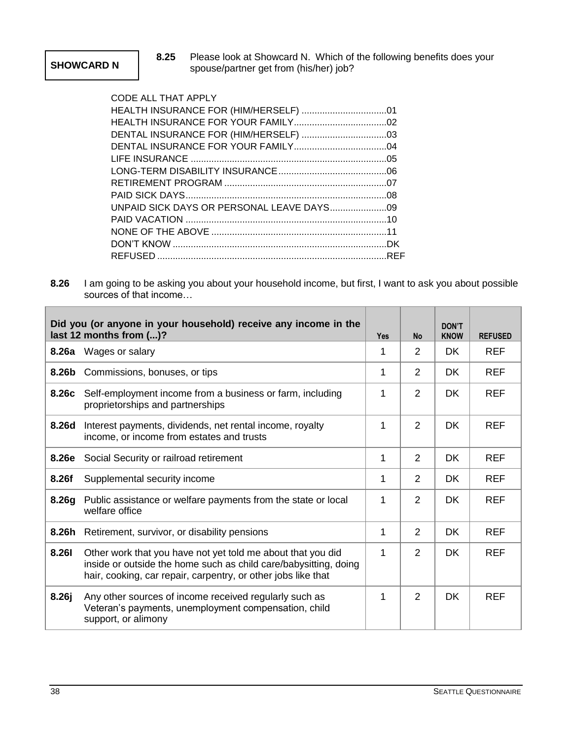**SHOWCARD N**

**8.25** Please look at Showcard N. Which of the following benefits does your spouse/partner get from (his/her) job?

CODE ALL THAT APPLY

| | |
|---|---|
| HEALTH INSURANCE FOR (HIM/HERSELF) | 01 |
| HEALTH INSURANCE FOR YOUR FAMILY | 02 |
| DENTAL INSURANCE FOR (HIM/HERSELF) | 03 |
| DENTAL INSURANCE FOR YOUR FAMILY | 04 |
| LIFE INSURANCE | 05 |
| LONG-TERM DISABILITY INSURANCE | 06 |
| RETIREMENT PROGRAM | 07 |
| PAID SICK DAYS | 08 |
| UNPAID SICK DAYS OR PERSONAL LEAVE DAYS | 09 |
| PAID VACATION | 10 |
| NONE OF THE ABOVE | 11 |
| DON'T KNOW | DK |
| REFUSED | REF |

**8.26** I am going to be asking you about your household income, but first, I want to ask you about possible sources of that income…

| **Did you (or anyone in your household) receive any income in the last 12 months from (...)?** | | **Yes** | **No** | **DON'T KNOW** | **REFUSED** |
|---|---|---|---|---|---|
| **8.26a** | Wages or salary | 1 | 2 | DK | REF |
| **8.26b** | Commissions, bonuses, or tips | 1 | 2 | DK | REF |
| **8.26c** | Self-employment income from a business or farm, including proprietorships and partnerships | 1 | 2 | DK | REF |
| **8.26d** | Interest payments, dividends, net rental income, royalty income, or income from estates and trusts | 1 | 2 | DK | REF |
| **8.26e** | Social Security or railroad retirement | 1 | 2 | DK | REF |
| **8.26f** | Supplemental security income | 1 | 2 | DK | REF |
| **8.26g** | Public assistance or welfare payments from the state or local welfare office | 1 | 2 | DK | REF |
| **8.26h** | Retirement, survivor, or disability pensions | 1 | 2 | DK | REF |
| **8.26I** | Other work that you have not yet told me about that you did inside or outside the home such as child care/babysitting, doing hair, cooking, car repair, carpentry, or other jobs like that | 1 | 2 | DK | REF |
| **8.26j** | Any other sources of income received regularly such as Veteran's payments, unemployment compensation, child support, or alimony | 1 | 2 | DK | REF |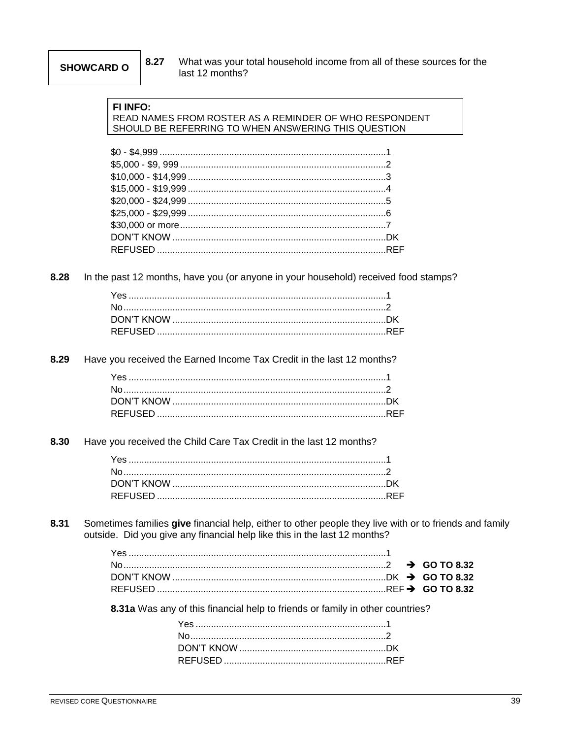**SHOWCARD O**

**8.27** What was your total household income from all of these sources for the last 12 months?

> **FI INFO:**
> READ NAMES FROM ROSTER AS A REMINDER OF WHO RESPONDENT SHOULD BE REFERRING TO WHEN ANSWERING THIS QUESTION

| | |
|---|---|
| $0 - $4,999 | 1 |
| $5,000 - $9, 999 | 2 |
| $10,000 - $14,999 | 3 |
| $15,000 - $19,999 | 4 |
| $20,000 - $24,999 | 5 |
| $25,000 - $29,999 | 6 |
| $30,000 or more | 7 |
| DON'T KNOW | DK |
| REFUSED | REF |

**8.28** In the past 12 months, have you (or anyone in your household) received food stamps?

| | |
|---|---|
| Yes | 1 |
| No | 2 |
| DON'T KNOW | DK |
| REFUSED | REF |

**8.29** Have you received the Earned Income Tax Credit in the last 12 months?

| | |
|---|---|
| Yes | 1 |
| No | 2 |
| DON'T KNOW | DK |
| REFUSED | REF |

**8.30** Have you received the Child Care Tax Credit in the last 12 months?

| | |
|---|---|
| Yes | 1 |
| No | 2 |
| DON'T KNOW | DK |
| REFUSED | REF |

**8.31** Sometimes families **give** financial help, either to other people they live with or to friends and family outside. Did you give any financial help like this in the last 12 months?

| | | |
|---|---|---|
| Yes | 1 | |
| No | 2 | → **GO TO 8.32** |
| DON'T KNOW | DK | → **GO TO 8.32** |
| REFUSED | REF | → **GO TO 8.32** |

**8.31a** Was any of this financial help to friends or family in other countries?

| | |
|---|---|
| Yes | 1 |
| No | 2 |
| DON'T KNOW | DK |
| REFUSED | REF |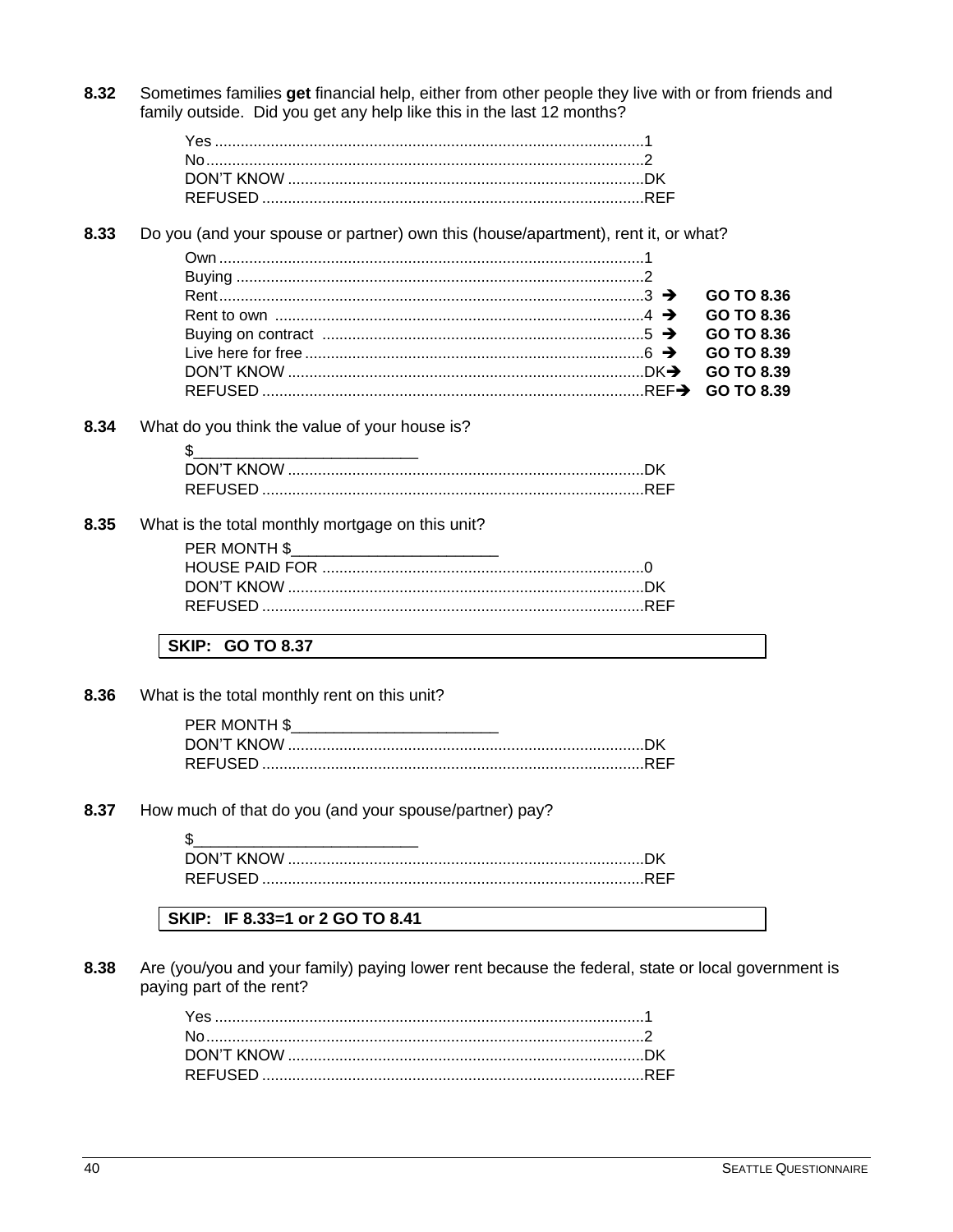**8.32** Sometimes families **get** financial help, either from other people they live with or from friends and family outside. Did you get any help like this in the last 12 months?

Yes ....................................................................................................1
No......................................................................................................2
DON'T KNOW ..................................................................................DK
REFUSED ........................................................................................REF

**8.33** Do you (and your spouse or partner) own this (house/apartment), rent it, or what?

Own ...................................................................................................1
Buying ...............................................................................................2
Rent...................................................................................................3 ➔ **GO TO 8.36**
Rent to own ......................................................................................4 ➔ **GO TO 8.36**
Buying on contract ...........................................................................5 ➔ **GO TO 8.36**
Live here for free ..............................................................................6 ➔ **GO TO 8.39**
DON'T KNOW ..................................................................................DK➔ **GO TO 8.39**
REFUSED ........................................................................................REF➔ **GO TO 8.39**

**8.34** What do you think the value of your house is?

$_________________________
DON'T KNOW ..................................................................................DK
REFUSED ........................................................................................REF

**8.35** What is the total monthly mortgage on this unit?

PER MONTH $________________________
HOUSE PAID FOR ...........................................................................0
DON'T KNOW ..................................................................................DK
REFUSED ........................................................................................REF

**SKIP: GO TO 8.37**

**8.36** What is the total monthly rent on this unit?

PER MONTH $________________________
DON'T KNOW ..................................................................................DK
REFUSED ........................................................................................REF

**8.37** How much of that do you (and your spouse/partner) pay?

$_________________________
DON'T KNOW ..................................................................................DK
REFUSED ........................................................................................REF

**SKIP: IF 8.33=1 or 2 GO TO 8.41**

**8.38** Are (you/you and your family) paying lower rent because the federal, state or local government is paying part of the rent?

Yes ....................................................................................................1
No......................................................................................................2
DON'T KNOW ..................................................................................DK
REFUSED ........................................................................................REF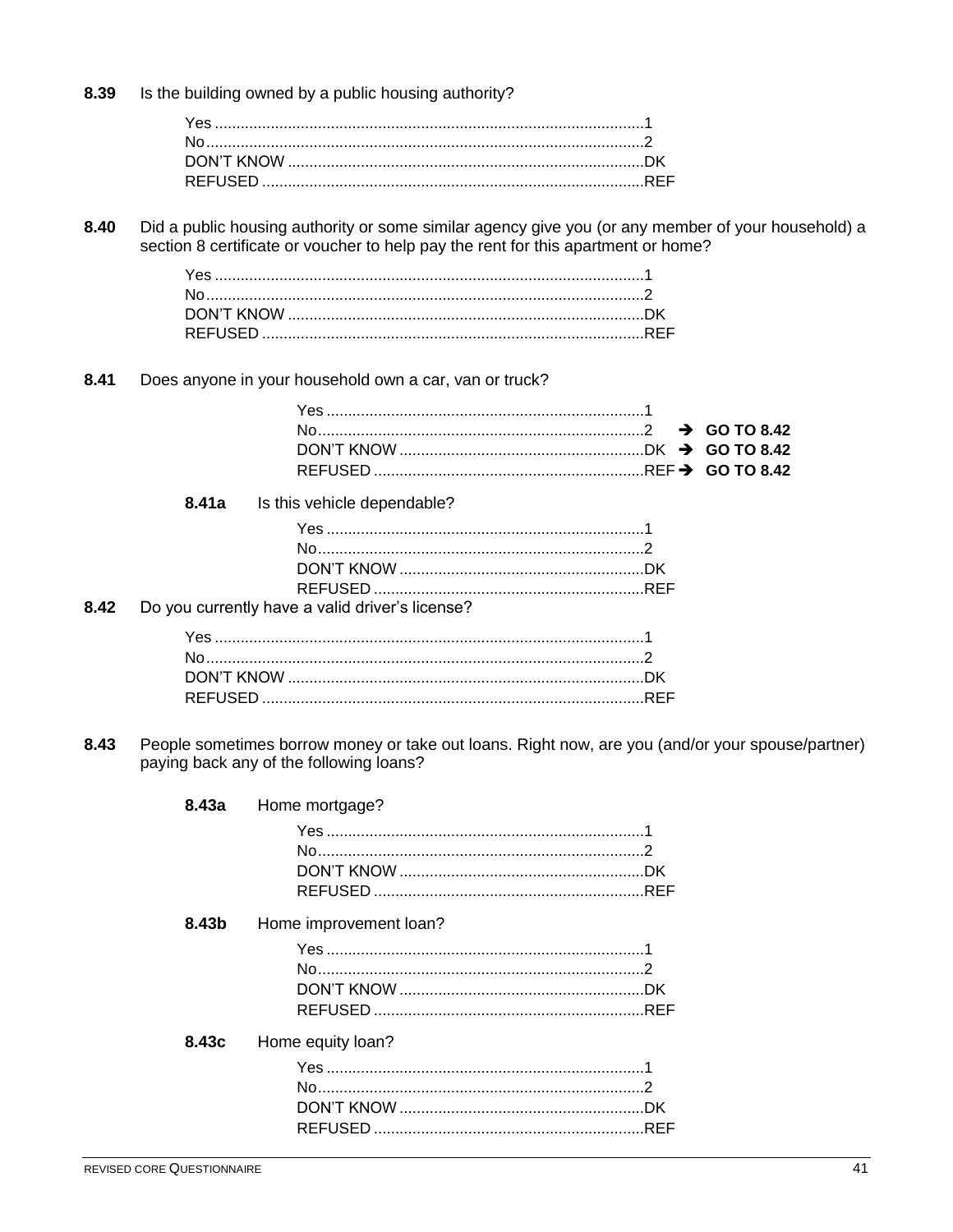**8.39** Is the building owned by a public housing authority?

Yes ........................................................................................1
No..........................................................................................2
DON'T KNOW ..........................................................................DK
REFUSED ................................................................................REF

**8.40** Did a public housing authority or some similar agency give you (or any member of your household) a section 8 certificate or voucher to help pay the rent for this apartment or home?

Yes ........................................................................................1
No..........................................................................................2
DON'T KNOW ..........................................................................DK
REFUSED ................................................................................REF

**8.41** Does anyone in your household own a car, van or truck?

Yes ............................................................................1
No...............................................................................2 ➔ **GO TO 8.42**
DON'T KNOW ............................................................DK ➔ **GO TO 8.42**
REFUSED ..................................................................REF ➔ **GO TO 8.42**

**8.41a** Is this vehicle dependable?

Yes ............................................................................1
No...............................................................................2
DON'T KNOW ............................................................DK
REFUSED ..................................................................REF

**8.42** Do you currently have a valid driver's license?

Yes ........................................................................................1
No..........................................................................................2
DON'T KNOW ..........................................................................DK
REFUSED ................................................................................REF

**8.43** People sometimes borrow money or take out loans. Right now, are you (and/or your spouse/partner) paying back any of the following loans?

**8.43a** Home mortgage?

Yes ............................................................................1
No...............................................................................2
DON'T KNOW ............................................................DK
REFUSED ..................................................................REF

**8.43b** Home improvement loan?

Yes ............................................................................1
No...............................................................................2
DON'T KNOW ............................................................DK
REFUSED ..................................................................REF

**8.43c** Home equity loan?

Yes ............................................................................1
No...............................................................................2
DON'T KNOW ............................................................DK
REFUSED ..................................................................REF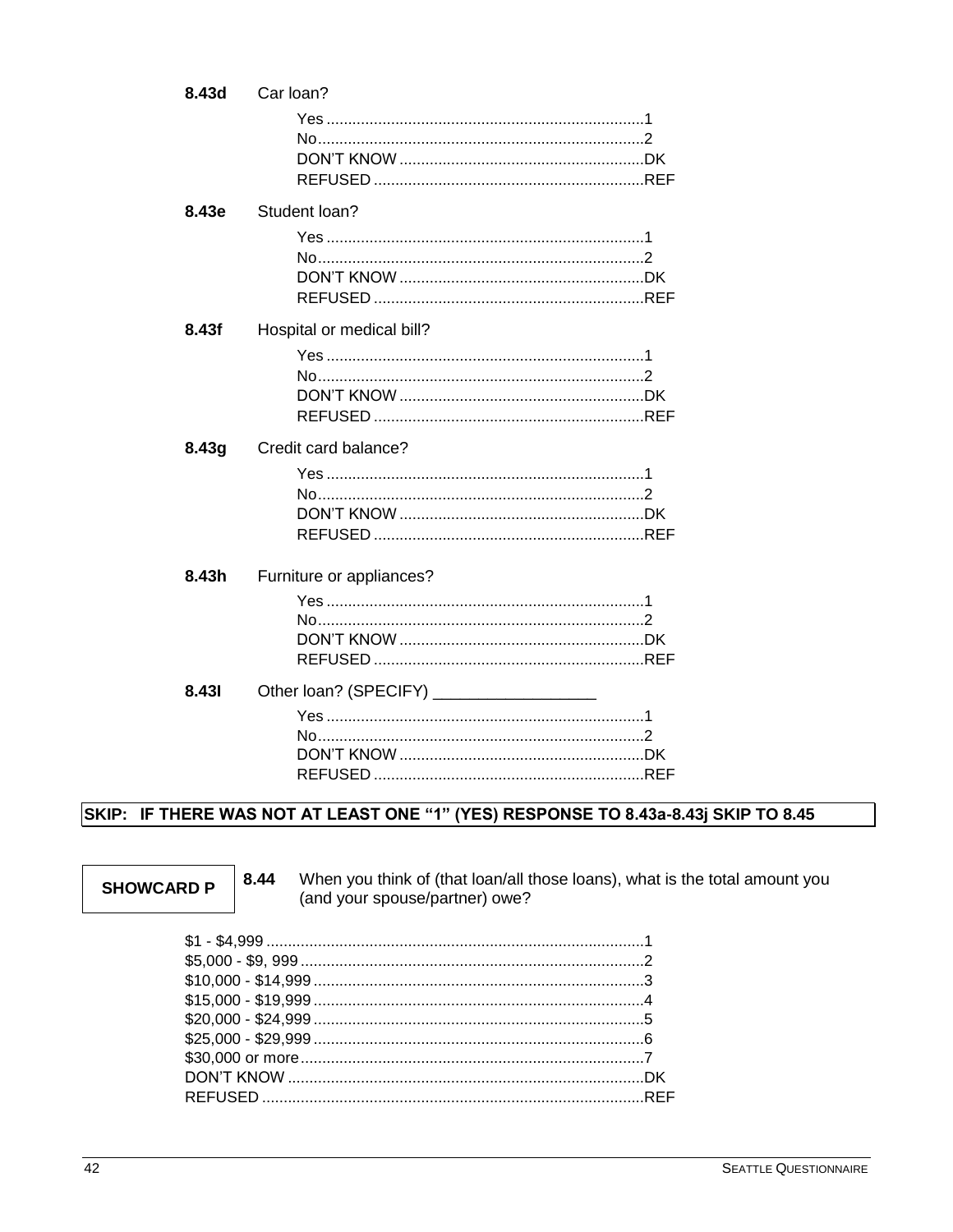**8.43d** Car loan?

Yes ..........................................................................1
No............................................................................2
DON'T KNOW .........................................................DK
REFUSED ...............................................................REF

**8.43e** Student loan?

Yes ..........................................................................1
No............................................................................2
DON'T KNOW .........................................................DK
REFUSED ...............................................................REF

**8.43f** Hospital or medical bill?

Yes ..........................................................................1
No............................................................................2
DON'T KNOW .........................................................DK
REFUSED ...............................................................REF

**8.43g** Credit card balance?

Yes ..........................................................................1
No............................................................................2
DON'T KNOW .........................................................DK
REFUSED ...............................................................REF

**8.43h** Furniture or appliances?

Yes ..........................................................................1
No............................................................................2
DON'T KNOW .........................................................DK
REFUSED ...............................................................REF

**8.43I** Other loan? (SPECIFY) __________________

Yes ..........................................................................1
No............................................................................2
DON'T KNOW .........................................................DK
REFUSED ...............................................................REF

**SKIP: IF THERE WAS NOT AT LEAST ONE "1" (YES) RESPONSE TO 8.43a-8.43j SKIP TO 8.45**

**SHOWCARD P**

**8.44** When you think of (that loan/all those loans), what is the total amount you (and your spouse/partner) owe?

$1 - $4,999 .......................................................................................1
$5,000 - $9, 999 ................................................................................2
$10,000 - $14,999 .............................................................................3
$15,000 - $19,999 .............................................................................4
$20,000 - $24,999 .............................................................................5
$25,000 - $29,999 .............................................................................6
$30,000 or more................................................................................7
DON'T KNOW ...................................................................................DK
REFUSED .........................................................................................REF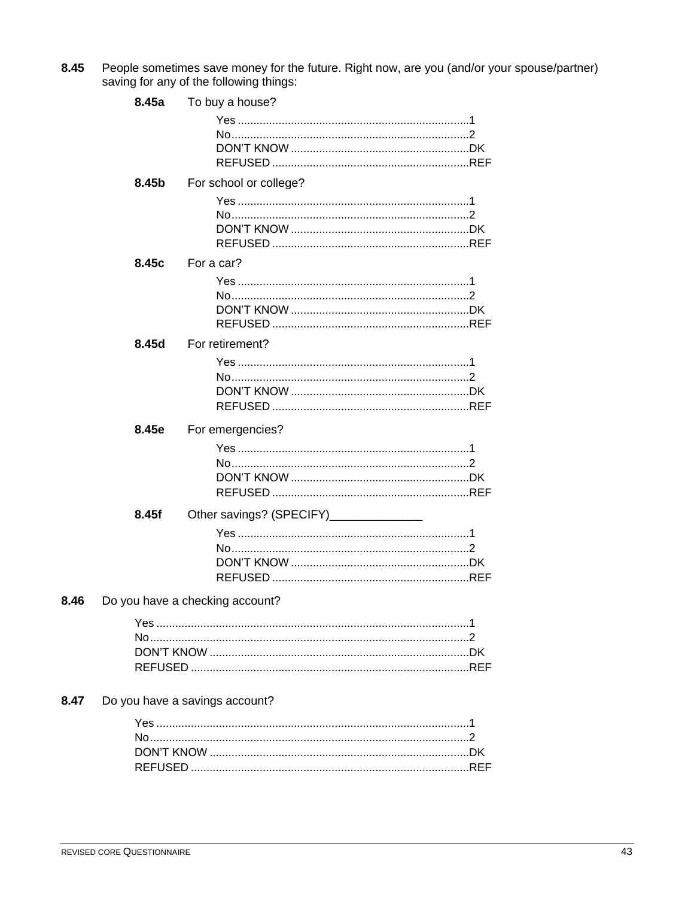**8.45** People sometimes save money for the future. Right now, are you (and/or your spouse/partner) saving for any of the following things:

**8.45a** To buy a house?

Yes ..........................................................................1
No............................................................................2
DON'T KNOW .........................................................DK
REFUSED ...............................................................REF

**8.45b** For school or college?

Yes ..........................................................................1
No............................................................................2
DON'T KNOW .........................................................DK
REFUSED ...............................................................REF

**8.45c** For a car?

Yes ..........................................................................1
No............................................................................2
DON'T KNOW .........................................................DK
REFUSED ...............................................................REF

**8.45d** For retirement?

Yes ..........................................................................1
No............................................................................2
DON'T KNOW .........................................................DK
REFUSED ...............................................................REF

**8.45e** For emergencies?

Yes ..........................................................................1
No............................................................................2
DON'T KNOW .........................................................DK
REFUSED ...............................................................REF

**8.45f** Other savings? (SPECIFY)______________

Yes ..........................................................................1
No............................................................................2
DON'T KNOW .........................................................DK
REFUSED ...............................................................REF

**8.46** Do you have a checking account?

Yes ...................................................................................................1
No.....................................................................................................2
DON'T KNOW ..................................................................................DK
REFUSED ........................................................................................REF

**8.47** Do you have a savings account?

Yes ...................................................................................................1
No.....................................................................................................2
DON'T KNOW ..................................................................................DK
REFUSED ........................................................................................REF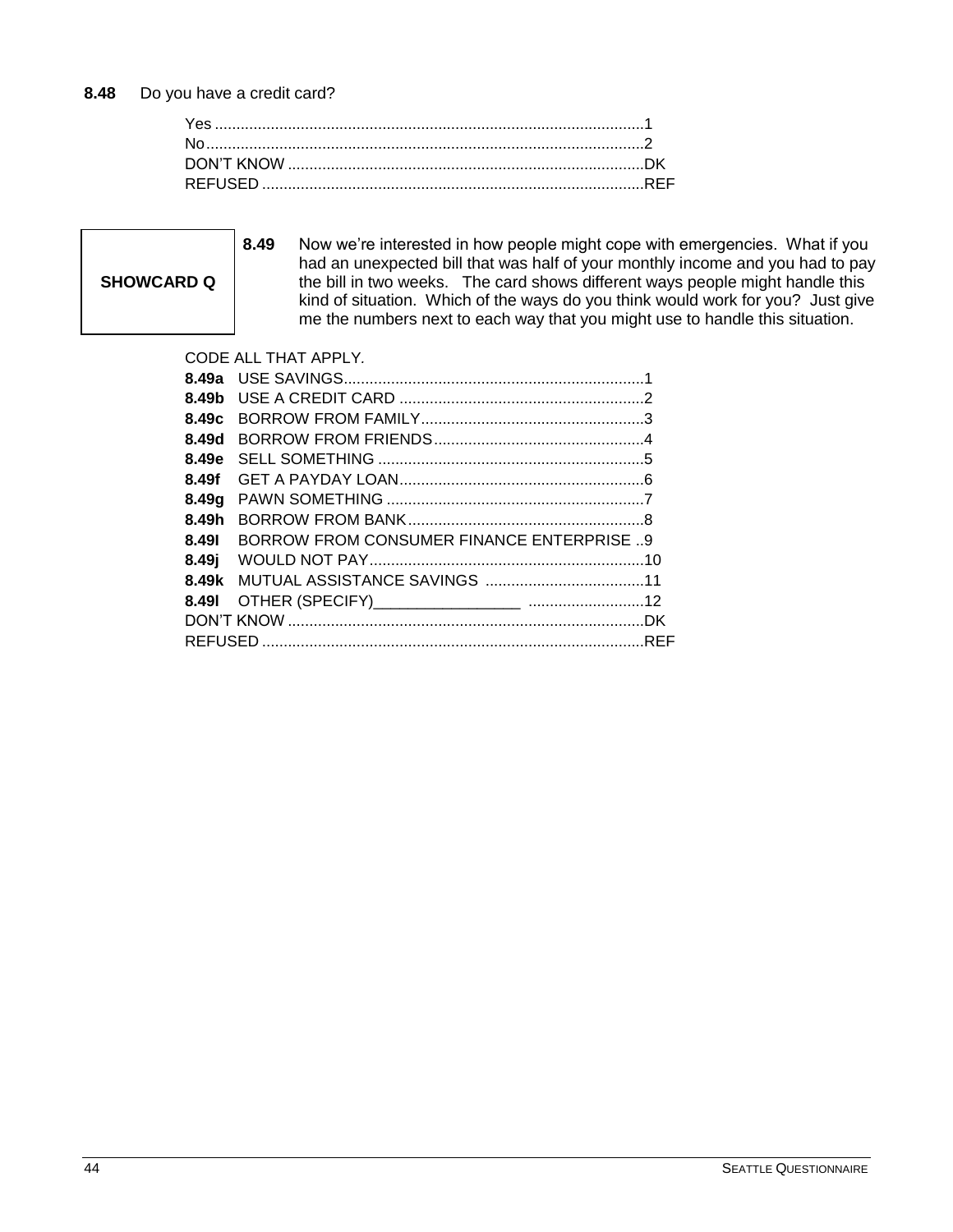**8.48** Do you have a credit card?

Yes ....................................................................................................1
No.......................................................................................................2
DON'T KNOW ..................................................................................DK
REFUSED ........................................................................................REF

**SHOWCARD Q**

**8.49** Now we're interested in how people might cope with emergencies. What if you had an unexpected bill that was half of your monthly income and you had to pay the bill in two weeks. The card shows different ways people might handle this kind of situation. Which of the ways do you think would work for you? Just give me the numbers next to each way that you might use to handle this situation.

CODE ALL THAT APPLY.

**8.49a** USE SAVINGS.....................................................................1
**8.49b** USE A CREDIT CARD .........................................................2
**8.49c** BORROW FROM FAMILY....................................................3
**8.49d** BORROW FROM FRIENDS.................................................4
**8.49e** SELL SOMETHING .............................................................5
**8.49f** GET A PAYDAY LOAN.........................................................6
**8.49g** PAWN SOMETHING ............................................................7
**8.49h** BORROW FROM BANK.......................................................8
**8.49I** BORROW FROM CONSUMER FINANCE ENTERPRISE ..9
**8.49j** WOULD NOT PAY................................................................10
**8.49k** MUTUAL ASSISTANCE SAVINGS .....................................11
**8.49l** OTHER (SPECIFY)_________________ ...........................12
DON'T KNOW ..................................................................................DK
REFUSED ........................................................................................REF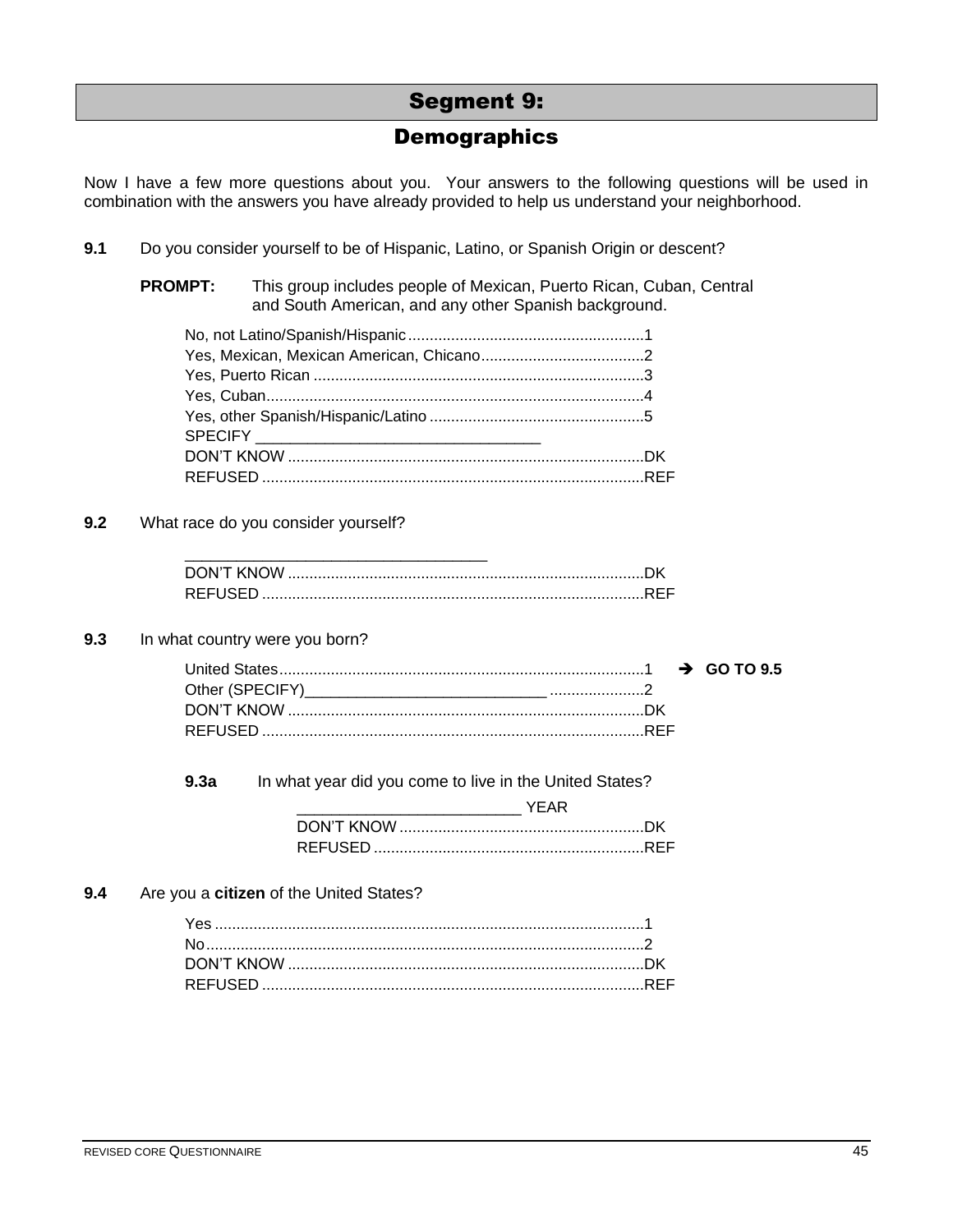# Segment 9:

## Demographics

Now I have a few more questions about you. Your answers to the following questions will be used in combination with the answers you have already provided to help us understand your neighborhood.

**9.1** Do you consider yourself to be of Hispanic, Latino, or Spanish Origin or descent?

**PROMPT:** This group includes people of Mexican, Puerto Rican, Cuban, Central and South American, and any other Spanish background.

No, not Latino/Spanish/Hispanic........................................................1
Yes, Mexican, Mexican American, Chicano......................................2
Yes, Puerto Rican ............................................................................3
Yes, Cuban.......................................................................................4
Yes, other Spanish/Hispanic/Latino ..................................................5
SPECIFY ___________________________________
DON'T KNOW ...................................................................................DK
REFUSED .........................................................................................REF

**9.2** What race do you consider yourself?

_____________________________________
DON'T KNOW ...................................................................................DK
REFUSED .........................................................................................REF

**9.3** In what country were you born?

United States.....................................................................................1 ➔ **GO TO 9.5**
Other (SPECIFY)______________________________ ......................2
DON'T KNOW ...................................................................................DK
REFUSED .........................................................................................REF

**9.3a** In what year did you come to live in the United States?

__________________________ YEAR
DON'T KNOW .........................................................DK
REFUSED ...............................................................REF

**9.4** Are you a **citizen** of the United States?

Yes ....................................................................................................1
No......................................................................................................2
DON'T KNOW ...................................................................................DK
REFUSED .........................................................................................REF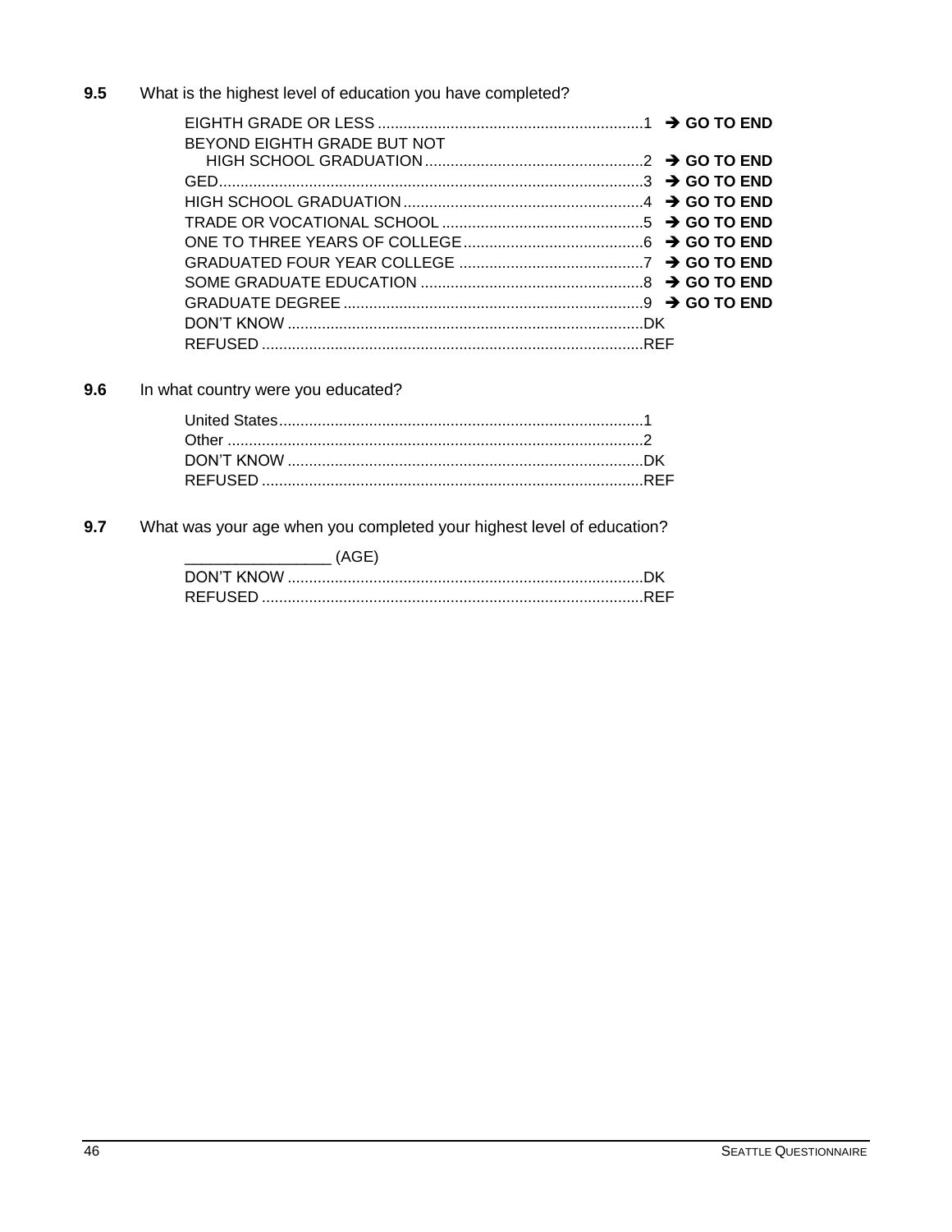**9.5** What is the highest level of education you have completed?

| | | |
|---|---|---|
| EIGHTH GRADE OR LESS | 1 | → **GO TO END** |
| BEYOND EIGHTH GRADE BUT NOT HIGH SCHOOL GRADUATION | 2 | → **GO TO END** |
| GED | 3 | → **GO TO END** |
| HIGH SCHOOL GRADUATION | 4 | → **GO TO END** |
| TRADE OR VOCATIONAL SCHOOL | 5 | → **GO TO END** |
| ONE TO THREE YEARS OF COLLEGE | 6 | → **GO TO END** |
| GRADUATED FOUR YEAR COLLEGE | 7 | → **GO TO END** |
| SOME GRADUATE EDUCATION | 8 | → **GO TO END** |
| GRADUATE DEGREE | 9 | → **GO TO END** |
| DON'T KNOW | DK | |
| REFUSED | REF | |

**9.6** In what country were you educated?

| | |
|---|---|
| United States | 1 |
| Other | 2 |
| DON'T KNOW | DK |
| REFUSED | REF |

**9.7** What was your age when you completed your highest level of education?

_________________ (AGE)

| | |
|---|---|
| DON'T KNOW | DK |
| REFUSED | REF |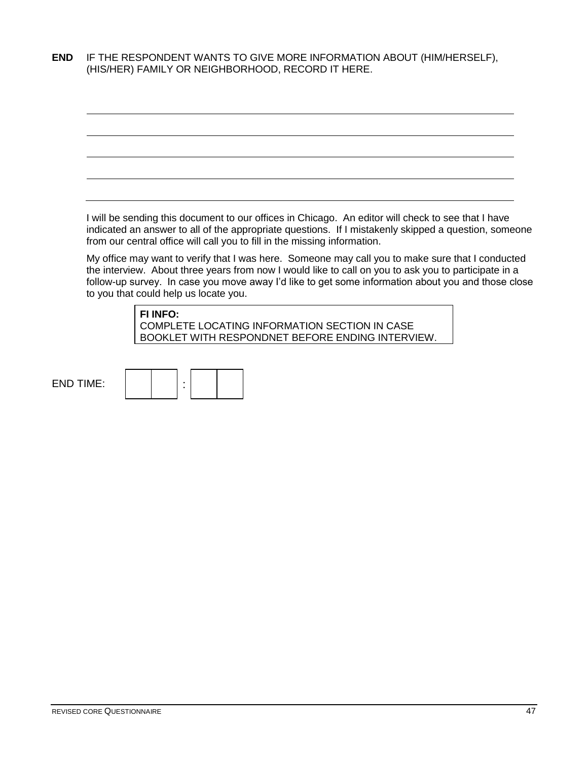**END** IF THE RESPONDENT WANTS TO GIVE MORE INFORMATION ABOUT (HIM/HERSELF), (HIS/HER) FAMILY OR NEIGHBORHOOD, RECORD IT HERE.

\_\_\_\_\_\_\_\_\_\_\_\_\_\_\_\_\_\_\_\_\_\_\_\_\_\_\_\_\_\_\_\_\_\_\_\_\_\_\_\_\_\_\_\_\_\_\_\_\_\_\_\_\_\_\_\_\_\_\_\_\_\_\_\_\_\_\_\_\_\_

\_\_\_\_\_\_\_\_\_\_\_\_\_\_\_\_\_\_\_\_\_\_\_\_\_\_\_\_\_\_\_\_\_\_\_\_\_\_\_\_\_\_\_\_\_\_\_\_\_\_\_\_\_\_\_\_\_\_\_\_\_\_\_\_\_\_\_\_\_\_

\_\_\_\_\_\_\_\_\_\_\_\_\_\_\_\_\_\_\_\_\_\_\_\_\_\_\_\_\_\_\_\_\_\_\_\_\_\_\_\_\_\_\_\_\_\_\_\_\_\_\_\_\_\_\_\_\_\_\_\_\_\_\_\_\_\_\_\_\_\_

\_\_\_\_\_\_\_\_\_\_\_\_\_\_\_\_\_\_\_\_\_\_\_\_\_\_\_\_\_\_\_\_\_\_\_\_\_\_\_\_\_\_\_\_\_\_\_\_\_\_\_\_\_\_\_\_\_\_\_\_\_\_\_\_\_\_\_\_\_\_

\_\_\_\_\_\_\_\_\_\_\_\_\_\_\_\_\_\_\_\_\_\_\_\_\_\_\_\_\_\_\_\_\_\_\_\_\_\_\_\_\_\_\_\_\_\_\_\_\_\_\_\_\_\_\_\_\_\_\_\_\_\_\_\_\_\_\_\_\_\_

I will be sending this document to our offices in Chicago. An editor will check to see that I have indicated an answer to all of the appropriate questions. If I mistakenly skipped a question, someone from our central office will call you to fill in the missing information.

My office may want to verify that I was here. Someone may call you to make sure that I conducted the interview. About three years from now I would like to call on you to ask you to participate in a follow-up survey. In case you move away I'd like to get some information about you and those close to you that could help us locate you.

> **FI INFO:**
> COMPLETE LOCATING INFORMATION SECTION IN CASE BOOKLET WITH RESPONDNET BEFORE ENDING INTERVIEW.

END TIME: |__|__| : |__|__|